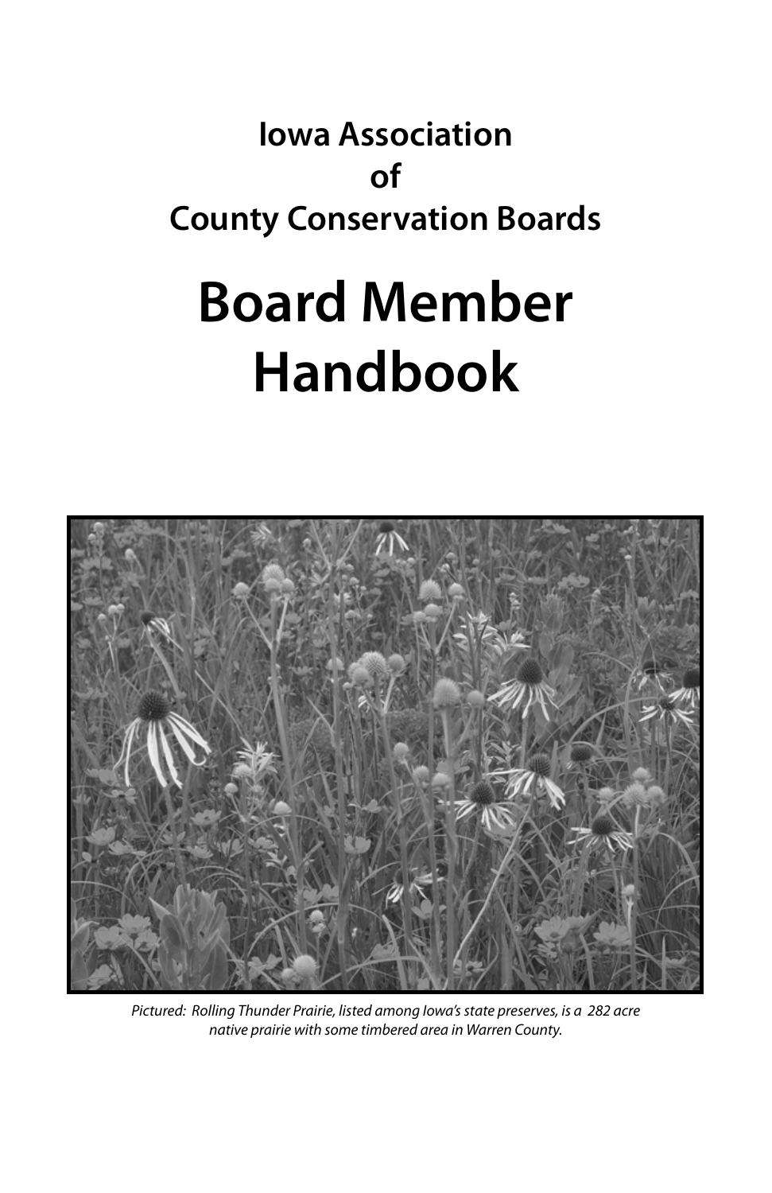**Iowa Association of County Conservation Boards**

# Board Member Handbook

*Pictured: Rolling Thunder Prairie, listed among Iowa's state preserves, is a 282 acre native prairie with some timbered area in Warren County.*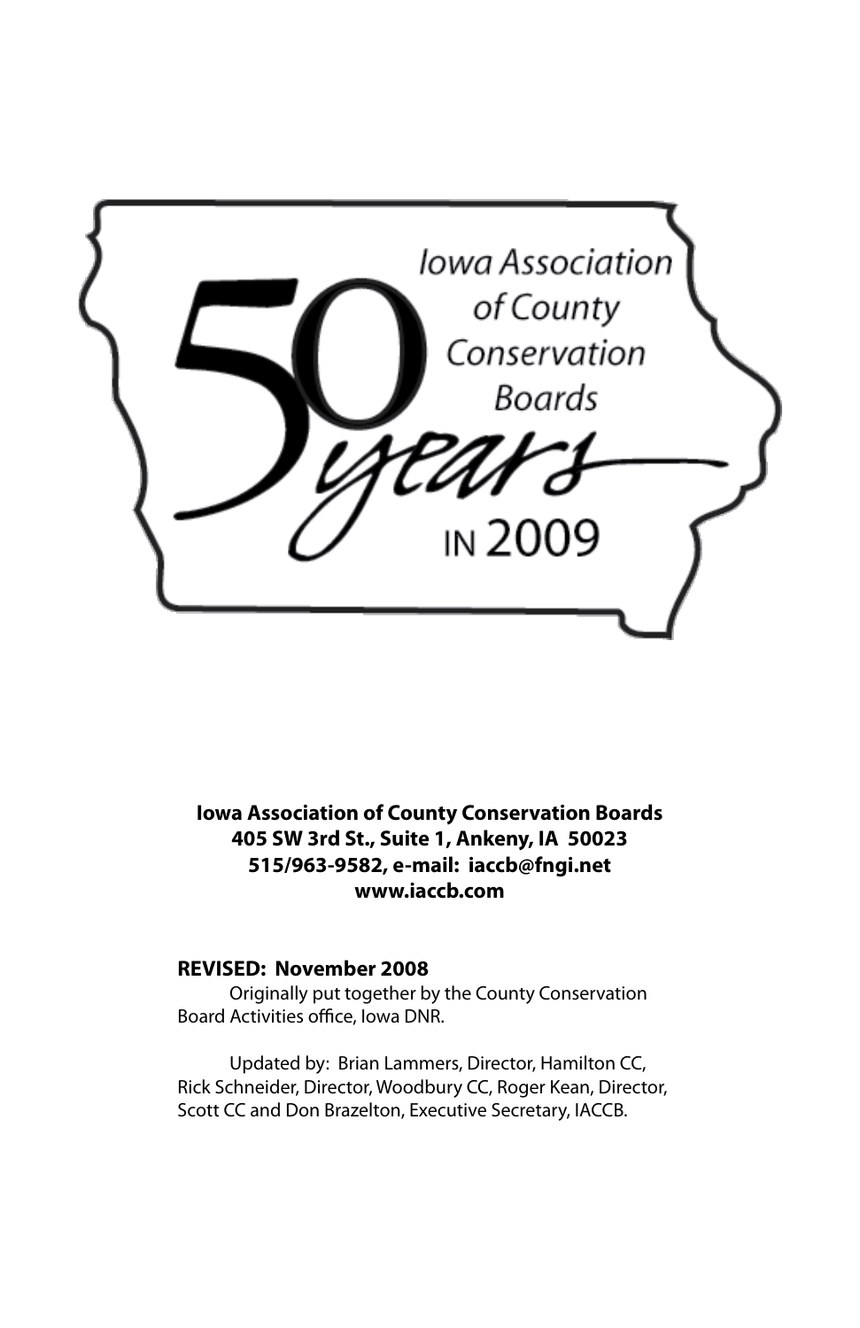Iowa Association of County Conservation Boards

50 years IN 2009

**Iowa Association of County Conservation Boards**
**405 SW 3rd St., Suite 1, Ankeny, IA 50023**
**515/963-9582, e-mail: iaccb@fngi.net**
**www.iaccb.com**

**REVISED: November 2008**

Originally put together by the County Conservation Board Activities office, Iowa DNR.

Updated by: Brian Lammers, Director, Hamilton CC, Rick Schneider, Director, Woodbury CC, Roger Kean, Director, Scott CC and Don Brazelton, Executive Secretary, IACCB.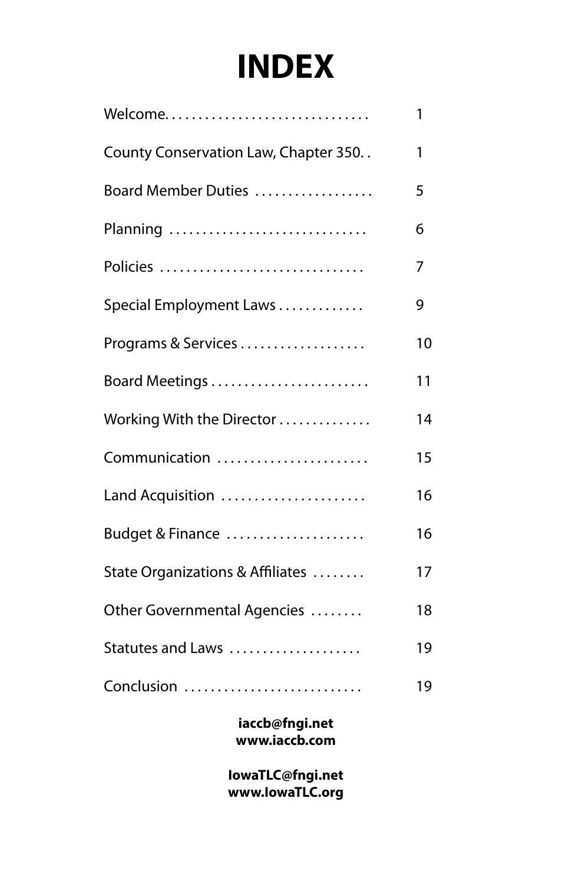# INDEX

| | |
|---|---|
| Welcome | 1 |
| County Conservation Law, Chapter 350 | 1 |
| Board Member Duties | 5 |
| Planning | 6 |
| Policies | 7 |
| Special Employment Laws | 9 |
| Programs & Services | 10 |
| Board Meetings | 11 |
| Working With the Director | 14 |
| Communication | 15 |
| Land Acquisition | 16 |
| Budget & Finance | 16 |
| State Organizations & Affiliates | 17 |
| Other Governmental Agencies | 18 |
| Statutes and Laws | 19 |
| Conclusion | 19 |

**iaccb@fngi.net**
**www.iaccb.com**

**IowaTLC@fngi.net**
**www.IowaTLC.org**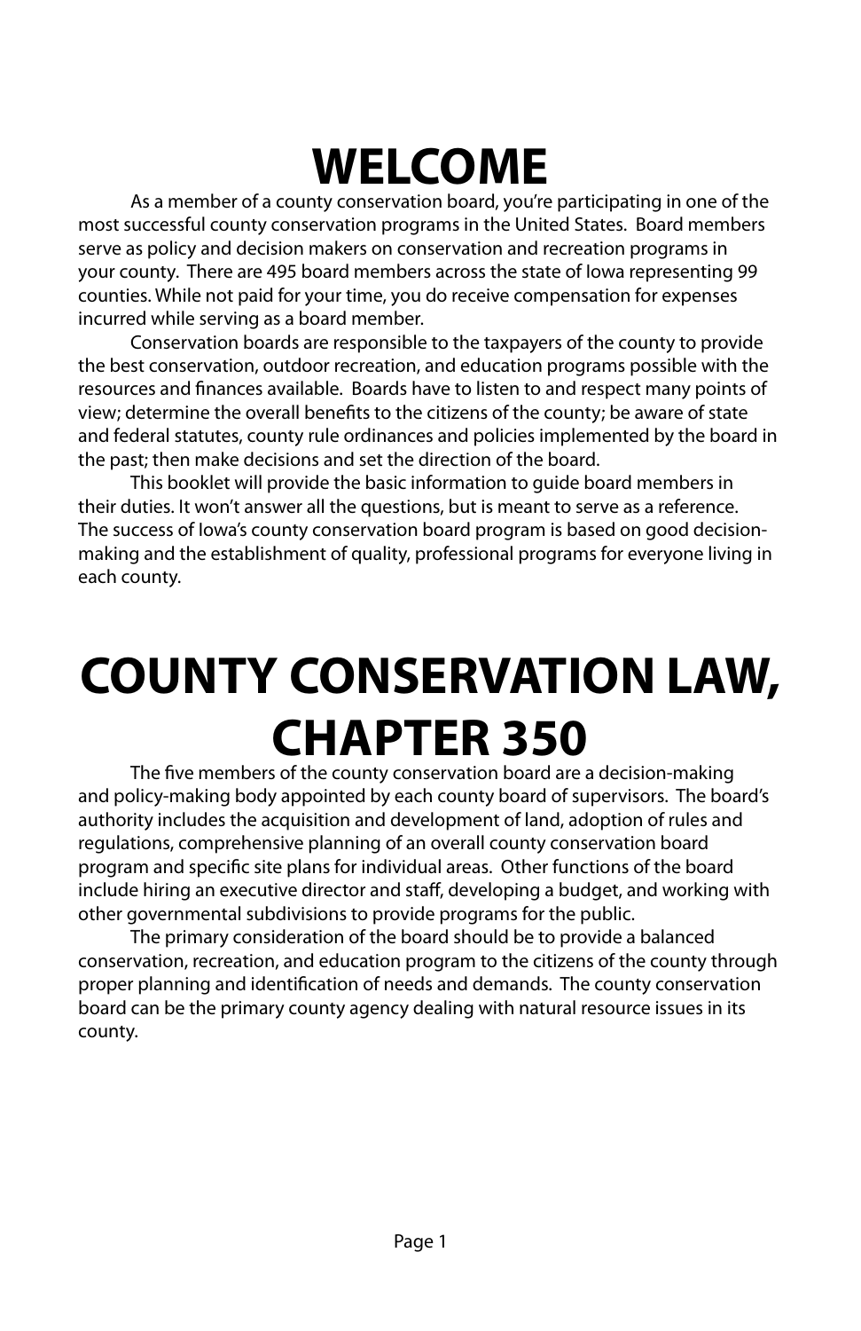# WELCOME

As a member of a county conservation board, you're participating in one of the most successful county conservation programs in the United States. Board members serve as policy and decision makers on conservation and recreation programs in your county. There are 495 board members across the state of Iowa representing 99 counties. While not paid for your time, you do receive compensation for expenses incurred while serving as a board member.

Conservation boards are responsible to the taxpayers of the county to provide the best conservation, outdoor recreation, and education programs possible with the resources and finances available. Boards have to listen to and respect many points of view; determine the overall benefits to the citizens of the county; be aware of state and federal statutes, county rule ordinances and policies implemented by the board in the past; then make decisions and set the direction of the board.

This booklet will provide the basic information to guide board members in their duties. It won't answer all the questions, but is meant to serve as a reference. The success of Iowa's county conservation board program is based on good decision-making and the establishment of quality, professional programs for everyone living in each county.

# COUNTY CONSERVATION LAW, CHAPTER 350

The five members of the county conservation board are a decision-making and policy-making body appointed by each county board of supervisors. The board's authority includes the acquisition and development of land, adoption of rules and regulations, comprehensive planning of an overall county conservation board program and specific site plans for individual areas. Other functions of the board include hiring an executive director and staff, developing a budget, and working with other governmental subdivisions to provide programs for the public.

The primary consideration of the board should be to provide a balanced conservation, recreation, and education program to the citizens of the county through proper planning and identification of needs and demands. The county conservation board can be the primary county agency dealing with natural resource issues in its county.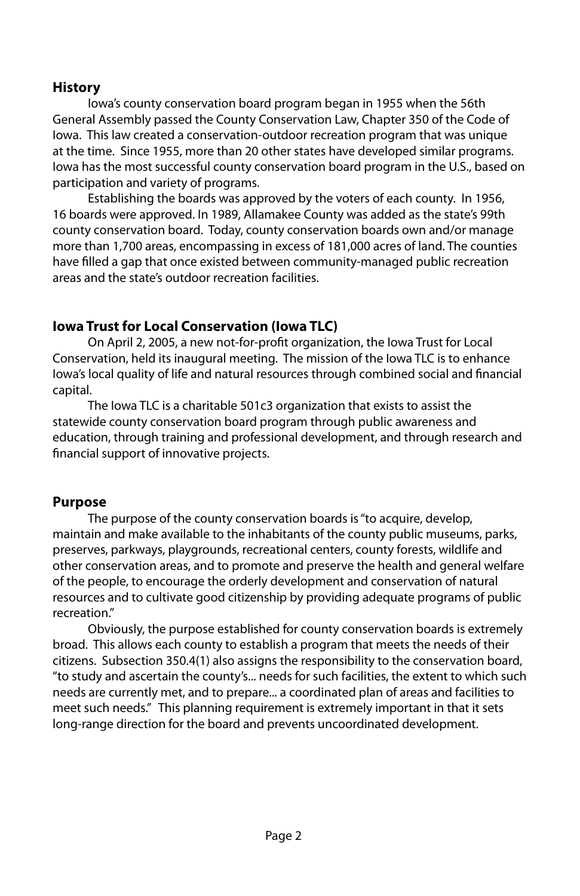## History

Iowa's county conservation board program began in 1955 when the 56th General Assembly passed the County Conservation Law, Chapter 350 of the Code of Iowa. This law created a conservation-outdoor recreation program that was unique at the time. Since 1955, more than 20 other states have developed similar programs. Iowa has the most successful county conservation board program in the U.S., based on participation and variety of programs.

Establishing the boards was approved by the voters of each county. In 1956, 16 boards were approved. In 1989, Allamakee County was added as the state's 99th county conservation board. Today, county conservation boards own and/or manage more than 1,700 areas, encompassing in excess of 181,000 acres of land. The counties have filled a gap that once existed between community-managed public recreation areas and the state's outdoor recreation facilities.

## Iowa Trust for Local Conservation (Iowa TLC)

On April 2, 2005, a new not-for-profit organization, the Iowa Trust for Local Conservation, held its inaugural meeting. The mission of the Iowa TLC is to enhance Iowa's local quality of life and natural resources through combined social and financial capital.

The Iowa TLC is a charitable 501c3 organization that exists to assist the statewide county conservation board program through public awareness and education, through training and professional development, and through research and financial support of innovative projects.

## Purpose

The purpose of the county conservation boards is "to acquire, develop, maintain and make available to the inhabitants of the county public museums, parks, preserves, parkways, playgrounds, recreational centers, county forests, wildlife and other conservation areas, and to promote and preserve the health and general welfare of the people, to encourage the orderly development and conservation of natural resources and to cultivate good citizenship by providing adequate programs of public recreation."

Obviously, the purpose established for county conservation boards is extremely broad. This allows each county to establish a program that meets the needs of their citizens. Subsection 350.4(1) also assigns the responsibility to the conservation board, "to study and ascertain the county's... needs for such facilities, the extent to which such needs are currently met, and to prepare... a coordinated plan of areas and facilities to meet such needs." This planning requirement is extremely important in that it sets long-range direction for the board and prevents uncoordinated development.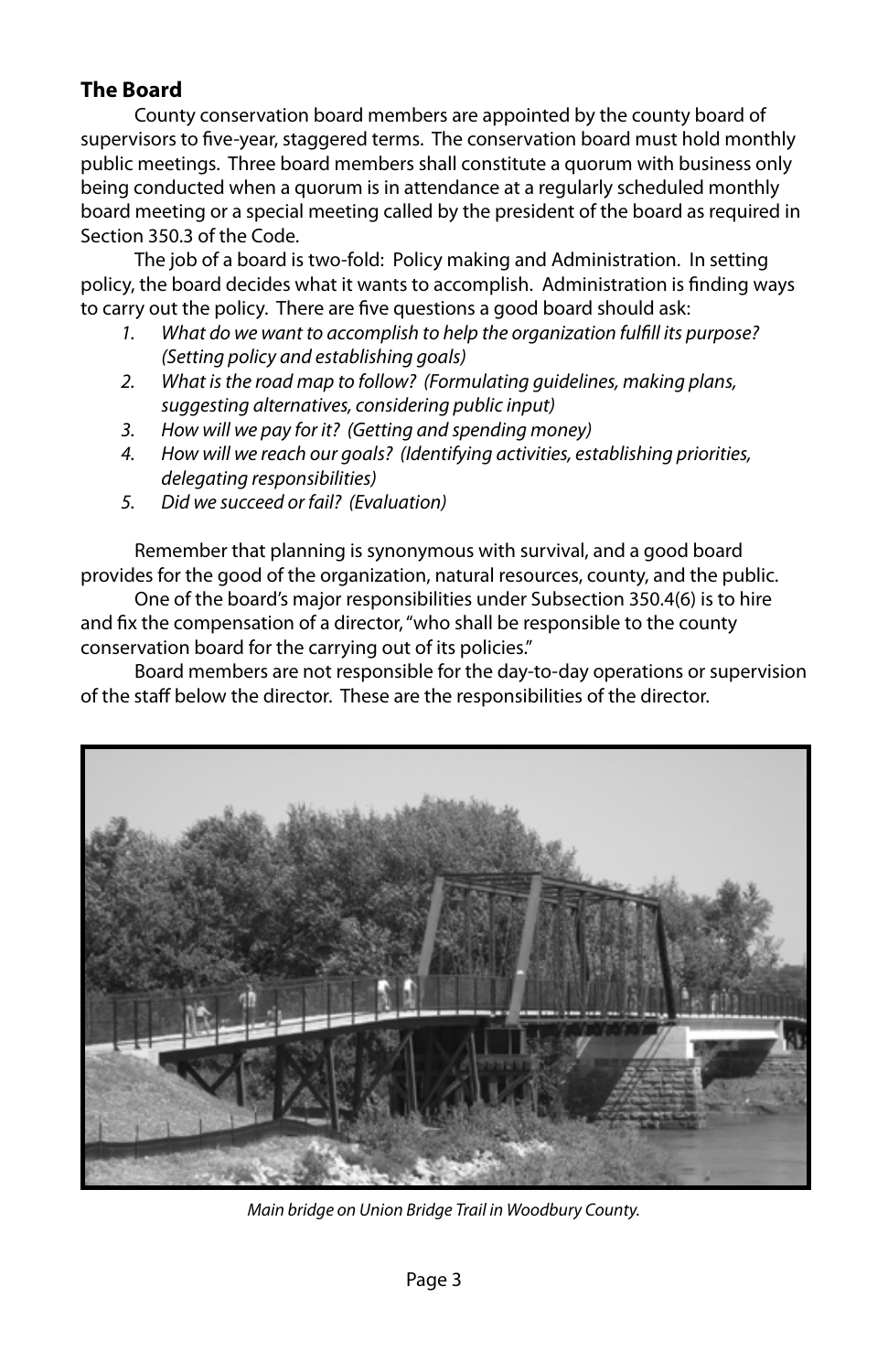## The Board

County conservation board members are appointed by the county board of supervisors to five-year, staggered terms. The conservation board must hold monthly public meetings. Three board members shall constitute a quorum with business only being conducted when a quorum is in attendance at a regularly scheduled monthly board meeting or a special meeting called by the president of the board as required in Section 350.3 of the Code.

The job of a board is two-fold: Policy making and Administration. In setting policy, the board decides what it wants to accomplish. Administration is finding ways to carry out the policy. There are five questions a good board should ask:

1. *What do we want to accomplish to help the organization fulfill its purpose? (Setting policy and establishing goals)*
2. *What is the road map to follow? (Formulating guidelines, making plans, suggesting alternatives, considering public input)*
3. *How will we pay for it? (Getting and spending money)*
4. *How will we reach our goals? (Identifying activities, establishing priorities, delegating responsibilities)*
5. *Did we succeed or fail? (Evaluation)*

Remember that planning is synonymous with survival, and a good board provides for the good of the organization, natural resources, county, and the public.

One of the board's major responsibilities under Subsection 350.4(6) is to hire and fix the compensation of a director, "who shall be responsible to the county conservation board for the carrying out of its policies."

Board members are not responsible for the day-to-day operations or supervision of the staff below the director. These are the responsibilities of the director.

*Main bridge on Union Bridge Trail in Woodbury County.*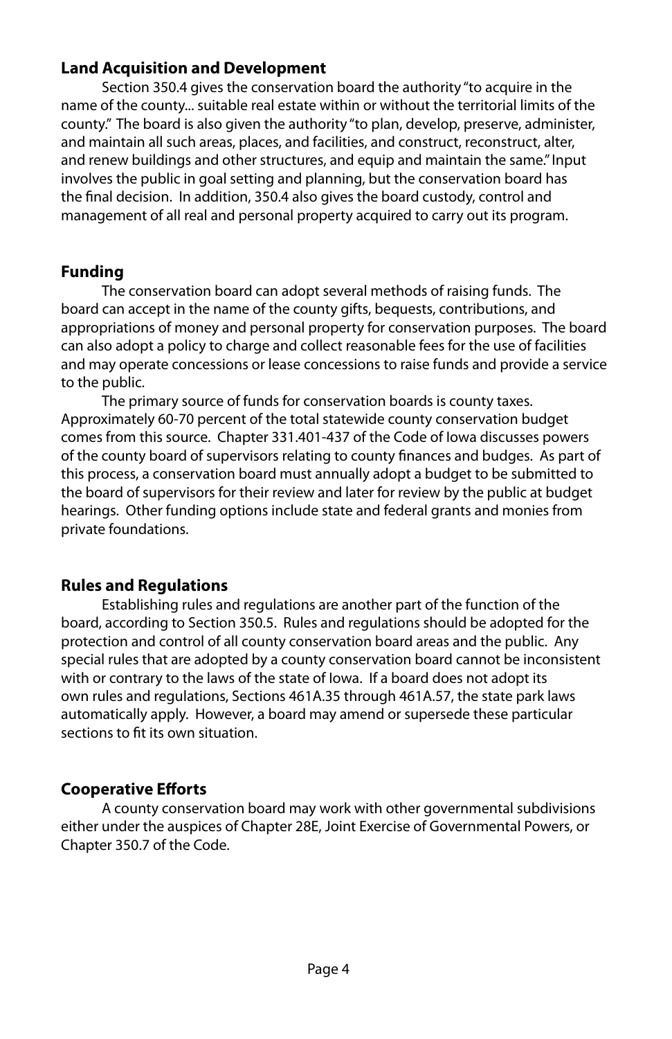## Land Acquisition and Development

Section 350.4 gives the conservation board the authority "to acquire in the name of the county... suitable real estate within or without the territorial limits of the county." The board is also given the authority "to plan, develop, preserve, administer, and maintain all such areas, places, and facilities, and construct, reconstruct, alter, and renew buildings and other structures, and equip and maintain the same." Input involves the public in goal setting and planning, but the conservation board has the final decision. In addition, 350.4 also gives the board custody, control and management of all real and personal property acquired to carry out its program.

## Funding

The conservation board can adopt several methods of raising funds. The board can accept in the name of the county gifts, bequests, contributions, and appropriations of money and personal property for conservation purposes. The board can also adopt a policy to charge and collect reasonable fees for the use of facilities and may operate concessions or lease concessions to raise funds and provide a service to the public.

The primary source of funds for conservation boards is county taxes. Approximately 60-70 percent of the total statewide county conservation budget comes from this source. Chapter 331.401-437 of the Code of Iowa discusses powers of the county board of supervisors relating to county finances and budges. As part of this process, a conservation board must annually adopt a budget to be submitted to the board of supervisors for their review and later for review by the public at budget hearings. Other funding options include state and federal grants and monies from private foundations.

## Rules and Regulations

Establishing rules and regulations are another part of the function of the board, according to Section 350.5. Rules and regulations should be adopted for the protection and control of all county conservation board areas and the public. Any special rules that are adopted by a county conservation board cannot be inconsistent with or contrary to the laws of the state of Iowa. If a board does not adopt its own rules and regulations, Sections 461A.35 through 461A.57, the state park laws automatically apply. However, a board may amend or supersede these particular sections to fit its own situation.

## Cooperative Efforts

A county conservation board may work with other governmental subdivisions either under the auspices of Chapter 28E, Joint Exercise of Governmental Powers, or Chapter 350.7 of the Code.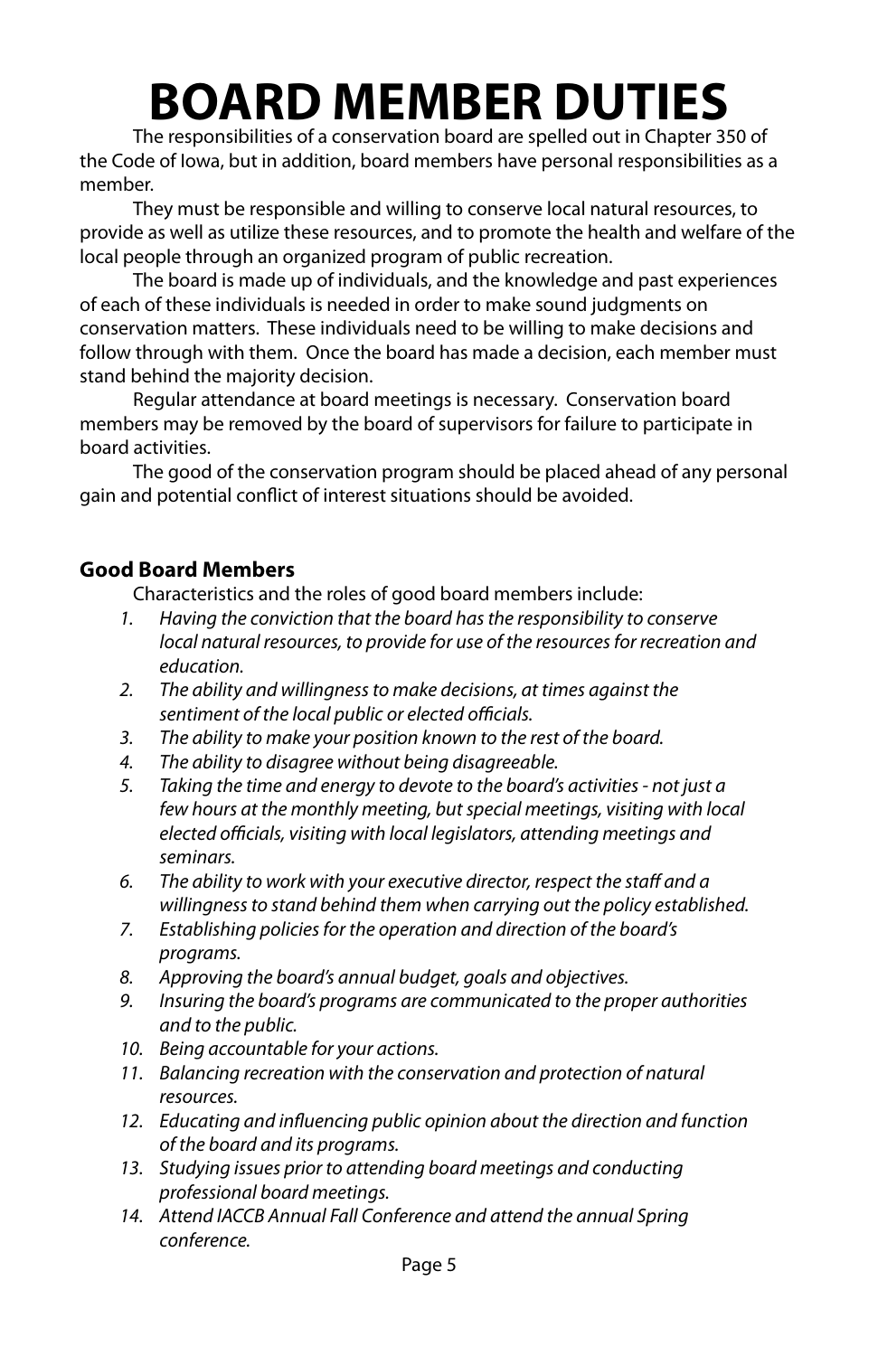# BOARD MEMBER DUTIES

The responsibilities of a conservation board are spelled out in Chapter 350 of the Code of Iowa, but in addition, board members have personal responsibilities as a member.

They must be responsible and willing to conserve local natural resources, to provide as well as utilize these resources, and to promote the health and welfare of the local people through an organized program of public recreation.

The board is made up of individuals, and the knowledge and past experiences of each of these individuals is needed in order to make sound judgments on conservation matters. These individuals need to be willing to make decisions and follow through with them. Once the board has made a decision, each member must stand behind the majority decision.

Regular attendance at board meetings is necessary. Conservation board members may be removed by the board of supervisors for failure to participate in board activities.

The good of the conservation program should be placed ahead of any personal gain and potential conflict of interest situations should be avoided.

### Good Board Members

Characteristics and the roles of good board members include:

1. *Having the conviction that the board has the responsibility to conserve local natural resources, to provide for use of the resources for recreation and education.*
2. *The ability and willingness to make decisions, at times against the sentiment of the local public or elected officials.*
3. *The ability to make your position known to the rest of the board.*
4. *The ability to disagree without being disagreeable.*
5. *Taking the time and energy to devote to the board's activities - not just a few hours at the monthly meeting, but special meetings, visiting with local elected officials, visiting with local legislators, attending meetings and seminars.*
6. *The ability to work with your executive director, respect the staff and a willingness to stand behind them when carrying out the policy established.*
7. *Establishing policies for the operation and direction of the board's programs.*
8. *Approving the board's annual budget, goals and objectives.*
9. *Insuring the board's programs are communicated to the proper authorities and to the public.*
10. *Being accountable for your actions.*
11. *Balancing recreation with the conservation and protection of natural resources.*
12. *Educating and influencing public opinion about the direction and function of the board and its programs.*
13. *Studying issues prior to attending board meetings and conducting professional board meetings.*
14. *Attend IACCB Annual Fall Conference and attend the annual Spring conference.*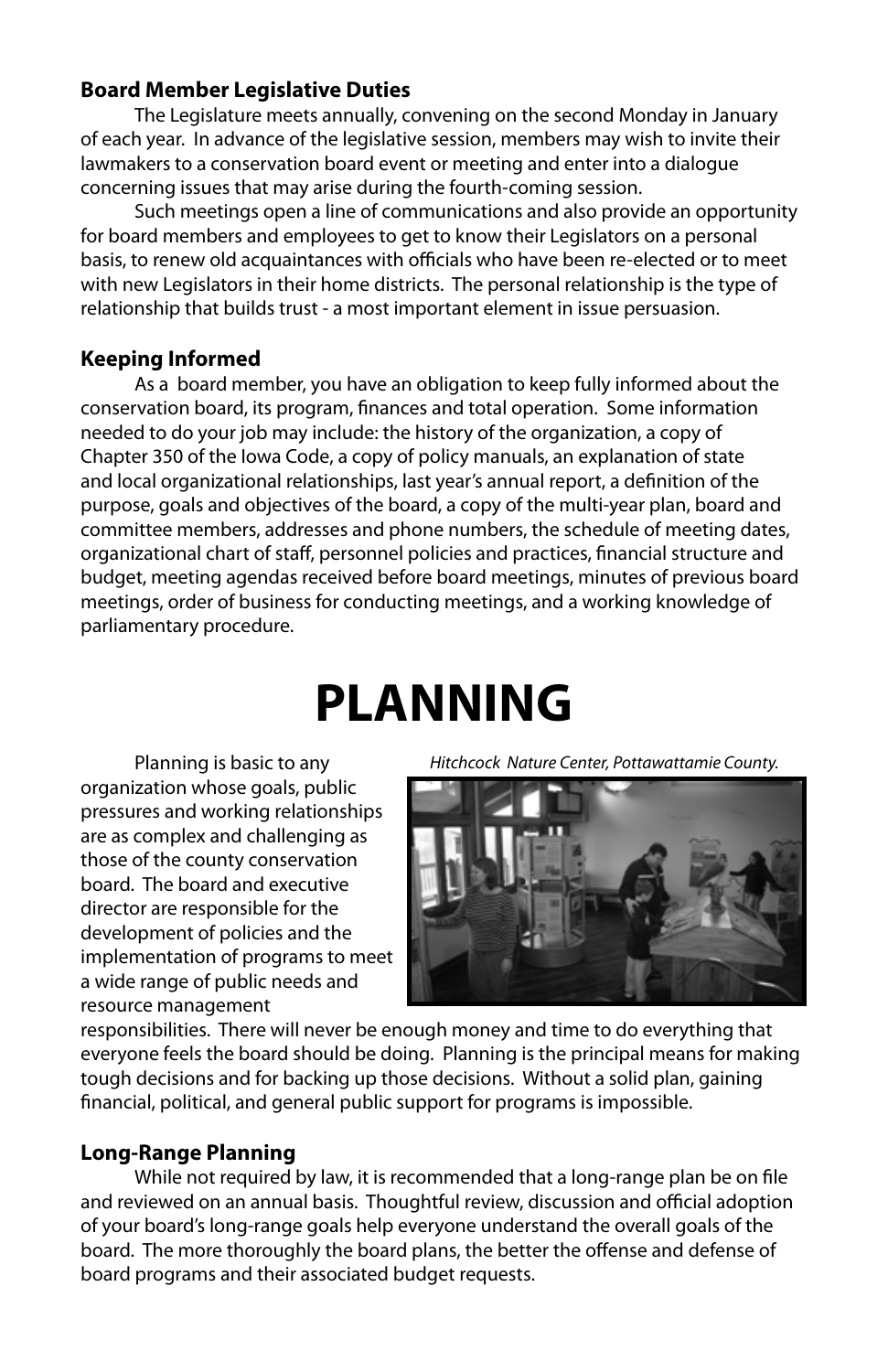**Board Member Legislative Duties**

The Legislature meets annually, convening on the second Monday in January of each year. In advance of the legislative session, members may wish to invite their lawmakers to a conservation board event or meeting and enter into a dialogue concerning issues that may arise during the fourth-coming session.

Such meetings open a line of communications and also provide an opportunity for board members and employees to get to know their Legislators on a personal basis, to renew old acquaintances with officials who have been re-elected or to meet with new Legislators in their home districts. The personal relationship is the type of relationship that builds trust - a most important element in issue persuasion.

**Keeping Informed**

As a board member, you have an obligation to keep fully informed about the conservation board, its program, finances and total operation. Some information needed to do your job may include: the history of the organization, a copy of Chapter 350 of the Iowa Code, a copy of policy manuals, an explanation of state and local organizational relationships, last year's annual report, a definition of the purpose, goals and objectives of the board, a copy of the multi-year plan, board and committee members, addresses and phone numbers, the schedule of meeting dates, organizational chart of staff, personnel policies and practices, financial structure and budget, meeting agendas received before board meetings, minutes of previous board meetings, order of business for conducting meetings, and a working knowledge of parliamentary procedure.

# PLANNING

*Hitchcock Nature Center, Pottawattamie County.*

Planning is basic to any organization whose goals, public pressures and working relationships are as complex and challenging as those of the county conservation board. The board and executive director are responsible for the development of policies and the implementation of programs to meet a wide range of public needs and resource management responsibilities. There will never be enough money and time to do everything that everyone feels the board should be doing. Planning is the principal means for making tough decisions and for backing up those decisions. Without a solid plan, gaining financial, political, and general public support for programs is impossible.

**Long-Range Planning**

While not required by law, it is recommended that a long-range plan be on file and reviewed on an annual basis. Thoughtful review, discussion and official adoption of your board's long-range goals help everyone understand the overall goals of the board. The more thoroughly the board plans, the better the offense and defense of board programs and their associated budget requests.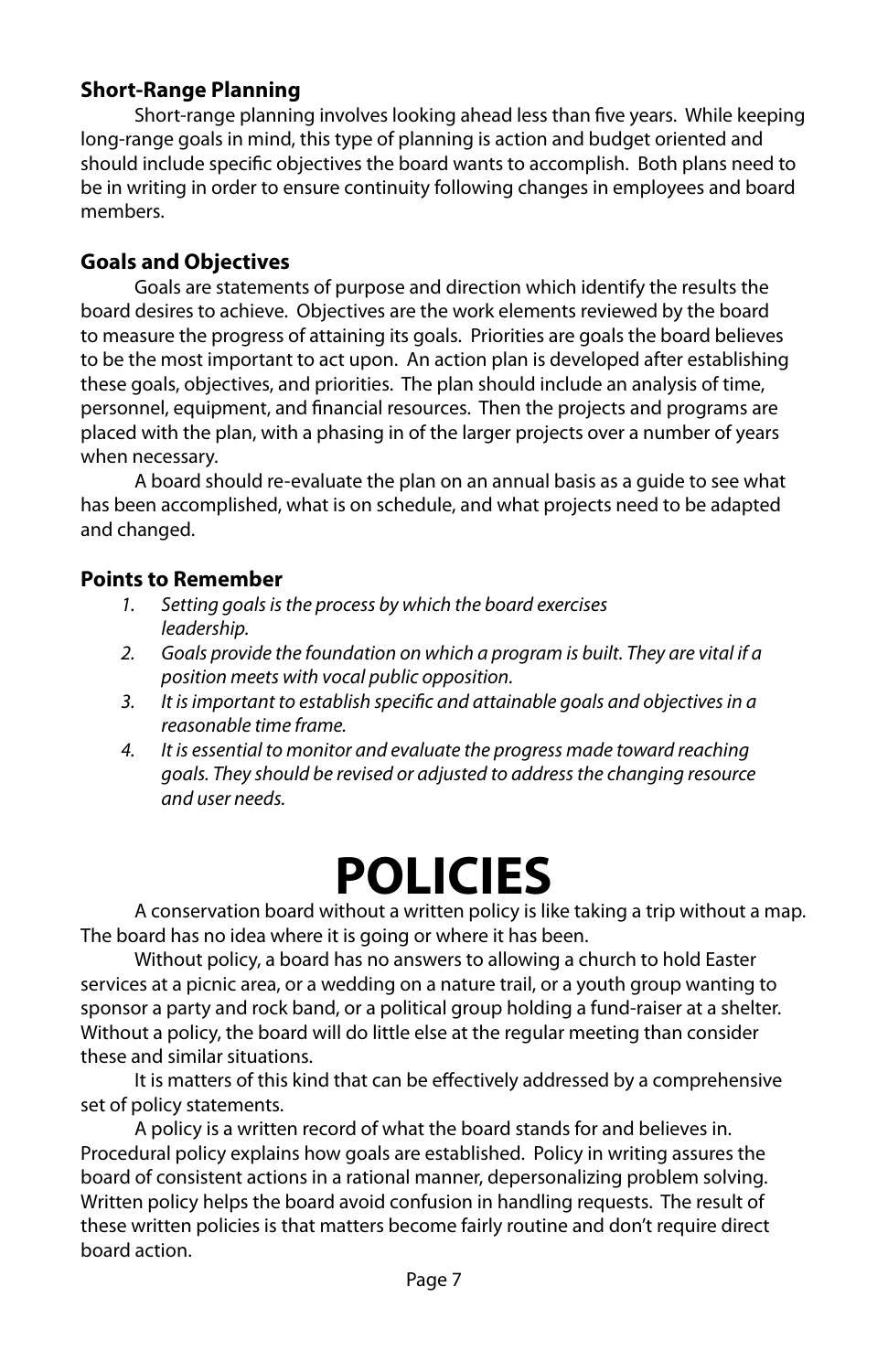### Short-Range Planning

Short-range planning involves looking ahead less than five years. While keeping long-range goals in mind, this type of planning is action and budget oriented and should include specific objectives the board wants to accomplish. Both plans need to be in writing in order to ensure continuity following changes in employees and board members.

### Goals and Objectives

Goals are statements of purpose and direction which identify the results the board desires to achieve. Objectives are the work elements reviewed by the board to measure the progress of attaining its goals. Priorities are goals the board believes to be the most important to act upon. An action plan is developed after establishing these goals, objectives, and priorities. The plan should include an analysis of time, personnel, equipment, and financial resources. Then the projects and programs are placed with the plan, with a phasing in of the larger projects over a number of years when necessary.

A board should re-evaluate the plan on an annual basis as a guide to see what has been accomplished, what is on schedule, and what projects need to be adapted and changed.

### Points to Remember

1. *Setting goals is the process by which the board exercises leadership.*
2. *Goals provide the foundation on which a program is built. They are vital if a position meets with vocal public opposition.*
3. *It is important to establish specific and attainable goals and objectives in a reasonable time frame.*
4. *It is essential to monitor and evaluate the progress made toward reaching goals. They should be revised or adjusted to address the changing resource and user needs.*

# POLICIES

A conservation board without a written policy is like taking a trip without a map. The board has no idea where it is going or where it has been.

Without policy, a board has no answers to allowing a church to hold Easter services at a picnic area, or a wedding on a nature trail, or a youth group wanting to sponsor a party and rock band, or a political group holding a fund-raiser at a shelter. Without a policy, the board will do little else at the regular meeting than consider these and similar situations.

It is matters of this kind that can be effectively addressed by a comprehensive set of policy statements.

A policy is a written record of what the board stands for and believes in. Procedural policy explains how goals are established. Policy in writing assures the board of consistent actions in a rational manner, depersonalizing problem solving. Written policy helps the board avoid confusion in handling requests. The result of these written policies is that matters become fairly routine and don't require direct board action.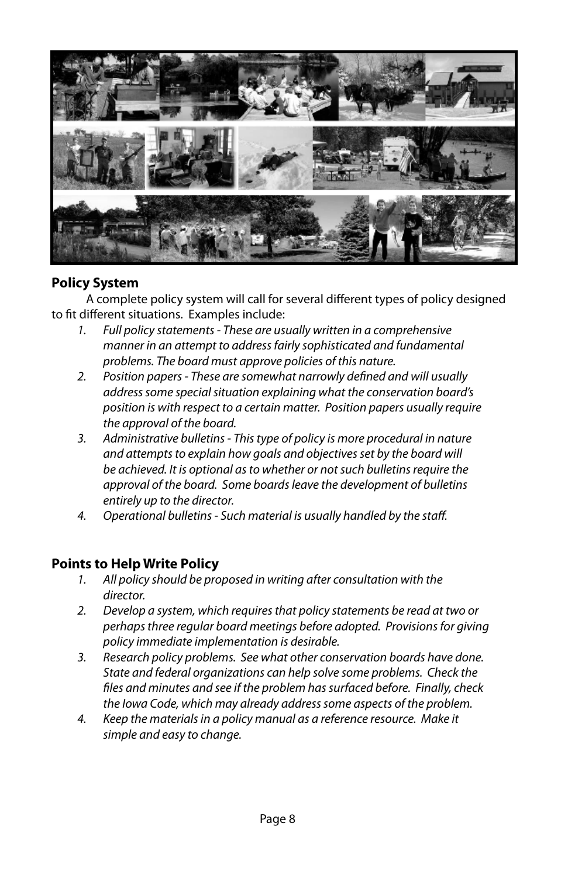## Policy System

A complete policy system will call for several different types of policy designed to fit different situations. Examples include:

1. *Full policy statements - These are usually written in a comprehensive manner in an attempt to address fairly sophisticated and fundamental problems. The board must approve policies of this nature.*
2. *Position papers - These are somewhat narrowly defined and will usually address some special situation explaining what the conservation board's position is with respect to a certain matter. Position papers usually require the approval of the board.*
3. *Administrative bulletins - This type of policy is more procedural in nature and attempts to explain how goals and objectives set by the board will be achieved. It is optional as to whether or not such bulletins require the approval of the board. Some boards leave the development of bulletins entirely up to the director.*
4. *Operational bulletins - Such material is usually handled by the staff.*

## Points to Help Write Policy

1. *All policy should be proposed in writing after consultation with the director.*
2. *Develop a system, which requires that policy statements be read at two or perhaps three regular board meetings before adopted. Provisions for giving policy immediate implementation is desirable.*
3. *Research policy problems. See what other conservation boards have done. State and federal organizations can help solve some problems. Check the files and minutes and see if the problem has surfaced before. Finally, check the Iowa Code, which may already address some aspects of the problem.*
4. *Keep the materials in a policy manual as a reference resource. Make it simple and easy to change.*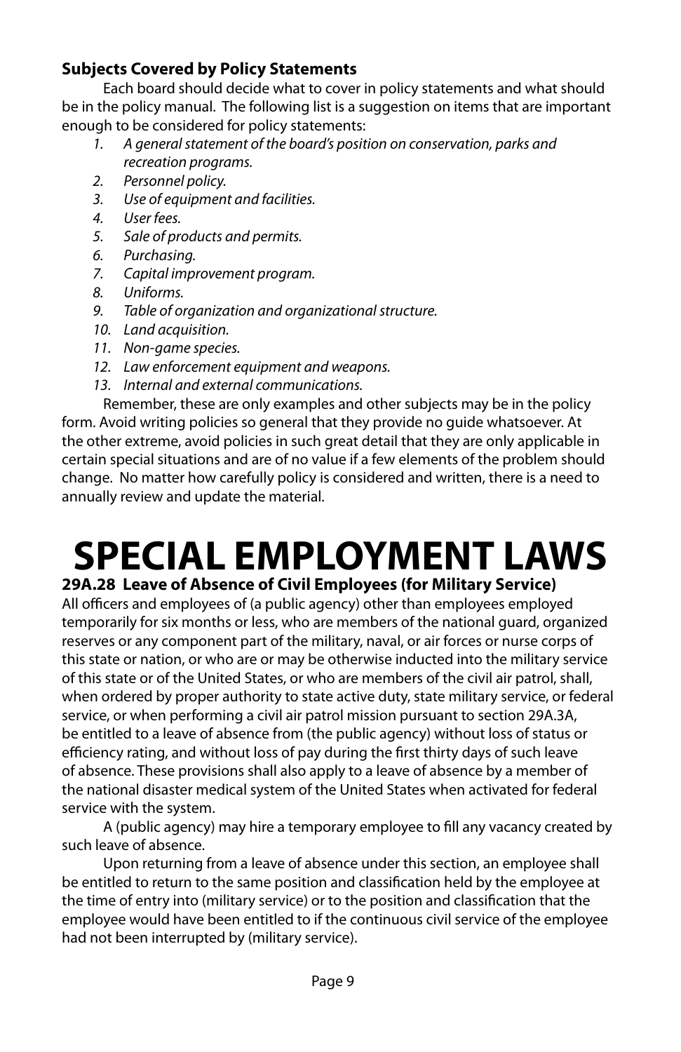### Subjects Covered by Policy Statements

Each board should decide what to cover in policy statements and what should be in the policy manual. The following list is a suggestion on items that are important enough to be considered for policy statements:

1. *A general statement of the board's position on conservation, parks and recreation programs.*
2. *Personnel policy.*
3. *Use of equipment and facilities.*
4. *User fees.*
5. *Sale of products and permits.*
6. *Purchasing.*
7. *Capital improvement program.*
8. *Uniforms.*
9. *Table of organization and organizational structure.*
10. *Land acquisition.*
11. *Non-game species.*
12. *Law enforcement equipment and weapons.*
13. *Internal and external communications.*

Remember, these are only examples and other subjects may be in the policy form. Avoid writing policies so general that they provide no guide whatsoever. At the other extreme, avoid policies in such great detail that they are only applicable in certain special situations and are of no value if a few elements of the problem should change. No matter how carefully policy is considered and written, there is a need to annually review and update the material.

# SPECIAL EMPLOYMENT LAWS

### 29A.28 Leave of Absence of Civil Employees (for Military Service)

All officers and employees of (a public agency) other than employees employed temporarily for six months or less, who are members of the national guard, organized reserves or any component part of the military, naval, or air forces or nurse corps of this state or nation, or who are or may be otherwise inducted into the military service of this state or of the United States, or who are members of the civil air patrol, shall, when ordered by proper authority to state active duty, state military service, or federal service, or when performing a civil air patrol mission pursuant to section 29A.3A, be entitled to a leave of absence from (the public agency) without loss of status or efficiency rating, and without loss of pay during the first thirty days of such leave of absence. These provisions shall also apply to a leave of absence by a member of the national disaster medical system of the United States when activated for federal service with the system.

A (public agency) may hire a temporary employee to fill any vacancy created by such leave of absence.

Upon returning from a leave of absence under this section, an employee shall be entitled to return to the same position and classification held by the employee at the time of entry into (military service) or to the position and classification that the employee would have been entitled to if the continuous civil service of the employee had not been interrupted by (military service).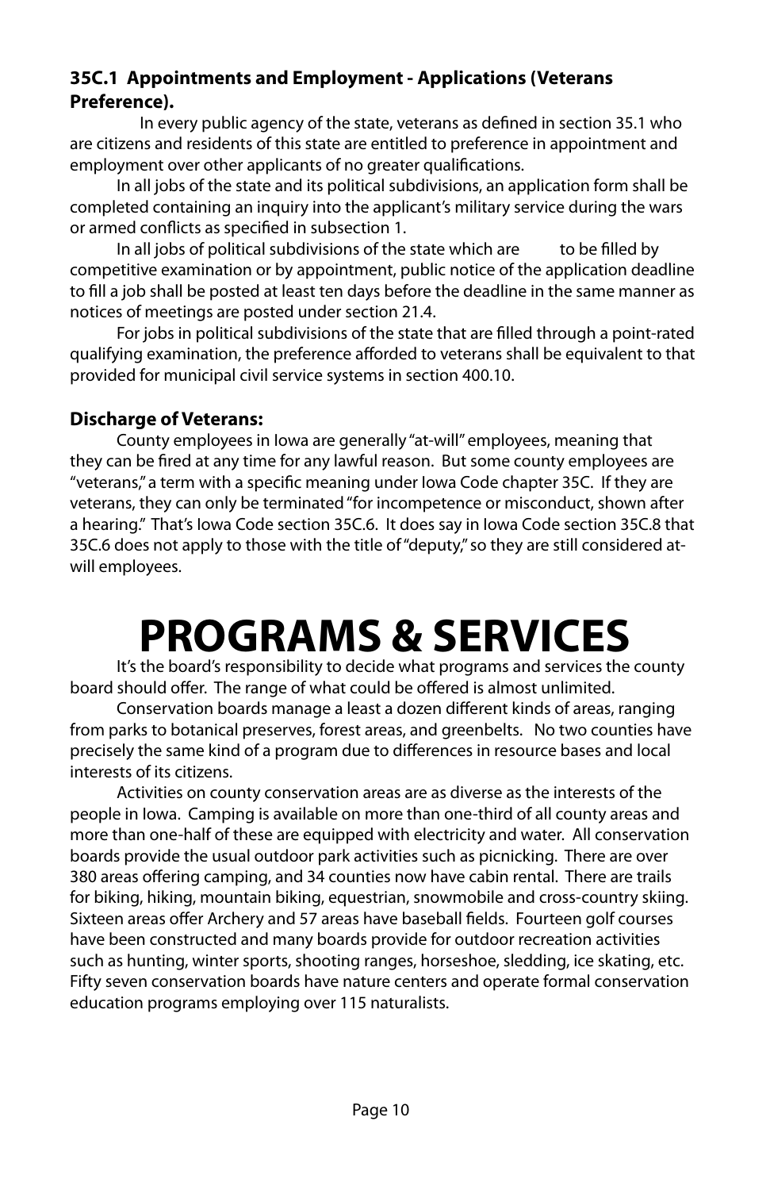### 35C.1 Appointments and Employment - Applications (Veterans Preference).

In every public agency of the state, veterans as defined in section 35.1 who are citizens and residents of this state are entitled to preference in appointment and employment over other applicants of no greater qualifications.

In all jobs of the state and its political subdivisions, an application form shall be completed containing an inquiry into the applicant's military service during the wars or armed conflicts as specified in subsection 1.

In all jobs of political subdivisions of the state which are to be filled by competitive examination or by appointment, public notice of the application deadline to fill a job shall be posted at least ten days before the deadline in the same manner as notices of meetings are posted under section 21.4.

For jobs in political subdivisions of the state that are filled through a point-rated qualifying examination, the preference afforded to veterans shall be equivalent to that provided for municipal civil service systems in section 400.10.

### Discharge of Veterans:

County employees in Iowa are generally "at-will" employees, meaning that they can be fired at any time for any lawful reason. But some county employees are "veterans," a term with a specific meaning under Iowa Code chapter 35C. If they are veterans, they can only be terminated "for incompetence or misconduct, shown after a hearing." That's Iowa Code section 35C.6. It does say in Iowa Code section 35C.8 that 35C.6 does not apply to those with the title of "deputy," so they are still considered at-will employees.

# PROGRAMS & SERVICES

It's the board's responsibility to decide what programs and services the county board should offer. The range of what could be offered is almost unlimited.

Conservation boards manage a least a dozen different kinds of areas, ranging from parks to botanical preserves, forest areas, and greenbelts. No two counties have precisely the same kind of a program due to differences in resource bases and local interests of its citizens.

Activities on county conservation areas are as diverse as the interests of the people in Iowa. Camping is available on more than one-third of all county areas and more than one-half of these are equipped with electricity and water. All conservation boards provide the usual outdoor park activities such as picnicking. There are over 380 areas offering camping, and 34 counties now have cabin rental. There are trails for biking, hiking, mountain biking, equestrian, snowmobile and cross-country skiing. Sixteen areas offer Archery and 57 areas have baseball fields. Fourteen golf courses have been constructed and many boards provide for outdoor recreation activities such as hunting, winter sports, shooting ranges, horseshoe, sledding, ice skating, etc. Fifty seven conservation boards have nature centers and operate formal conservation education programs employing over 115 naturalists.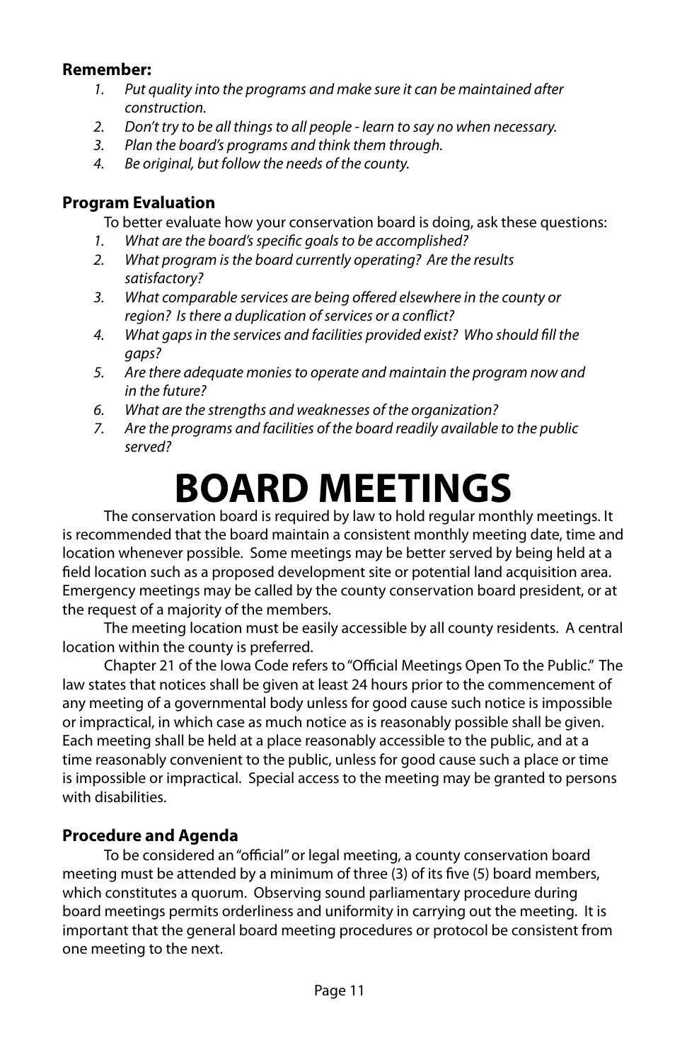**Remember:**

1. *Put quality into the programs and make sure it can be maintained after construction.*
2. *Don't try to be all things to all people - learn to say no when necessary.*
3. *Plan the board's programs and think them through.*
4. *Be original, but follow the needs of the county.*

### Program Evaluation

To better evaluate how your conservation board is doing, ask these questions:

1. *What are the board's specific goals to be accomplished?*
2. *What program is the board currently operating? Are the results satisfactory?*
3. *What comparable services are being offered elsewhere in the county or region? Is there a duplication of services or a conflict?*
4. *What gaps in the services and facilities provided exist? Who should fill the gaps?*
5. *Are there adequate monies to operate and maintain the program now and in the future?*
6. *What are the strengths and weaknesses of the organization?*
7. *Are the programs and facilities of the board readily available to the public served?*

# BOARD MEETINGS

The conservation board is required by law to hold regular monthly meetings. It is recommended that the board maintain a consistent monthly meeting date, time and location whenever possible. Some meetings may be better served by being held at a field location such as a proposed development site or potential land acquisition area. Emergency meetings may be called by the county conservation board president, or at the request of a majority of the members.

The meeting location must be easily accessible by all county residents. A central location within the county is preferred.

Chapter 21 of the Iowa Code refers to "Official Meetings Open To the Public." The law states that notices shall be given at least 24 hours prior to the commencement of any meeting of a governmental body unless for good cause such notice is impossible or impractical, in which case as much notice as is reasonably possible shall be given. Each meeting shall be held at a place reasonably accessible to the public, and at a time reasonably convenient to the public, unless for good cause such a place or time is impossible or impractical. Special access to the meeting may be granted to persons with disabilities.

### Procedure and Agenda

To be considered an "official" or legal meeting, a county conservation board meeting must be attended by a minimum of three (3) of its five (5) board members, which constitutes a quorum. Observing sound parliamentary procedure during board meetings permits orderliness and uniformity in carrying out the meeting. It is important that the general board meeting procedures or protocol be consistent from one meeting to the next.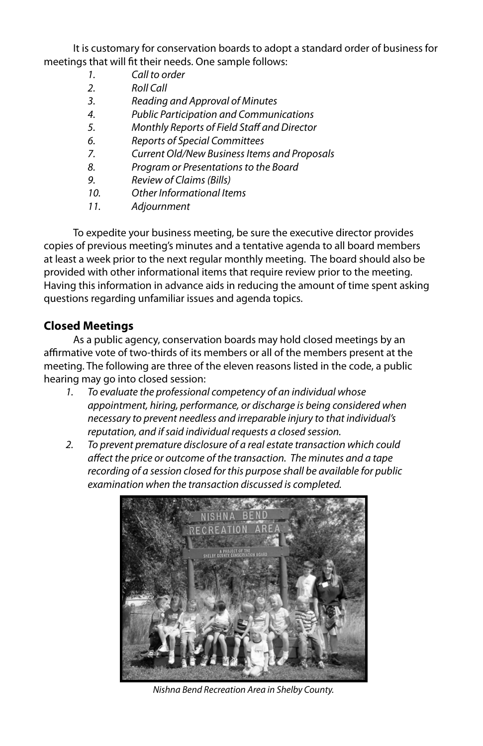It is customary for conservation boards to adopt a standard order of business for meetings that will fit their needs. One sample follows:

1. *Call to order*
2. *Roll Call*
3. *Reading and Approval of Minutes*
4. *Public Participation and Communications*
5. *Monthly Reports of Field Staff and Director*
6. *Reports of Special Committees*
7. *Current Old/New Business Items and Proposals*
8. *Program or Presentations to the Board*
9. *Review of Claims (Bills)*
10. *Other Informational Items*
11. *Adjournment*

To expedite your business meeting, be sure the executive director provides copies of previous meeting's minutes and a tentative agenda to all board members at least a week prior to the next regular monthly meeting. The board should also be provided with other informational items that require review prior to the meeting. Having this information in advance aids in reducing the amount of time spent asking questions regarding unfamiliar issues and agenda topics.

## Closed Meetings

As a public agency, conservation boards may hold closed meetings by an affirmative vote of two-thirds of its members or all of the members present at the meeting. The following are three of the eleven reasons listed in the code, a public hearing may go into closed session:

1. *To evaluate the professional competency of an individual whose appointment, hiring, performance, or discharge is being considered when necessary to prevent needless and irreparable injury to that individual's reputation, and if said individual requests a closed session.*
2. *To prevent premature disclosure of a real estate transaction which could affect the price or outcome of the transaction. The minutes and a tape recording of a session closed for this purpose shall be available for public examination when the transaction discussed is completed.*

*Nishna Bend Recreation Area in Shelby County.*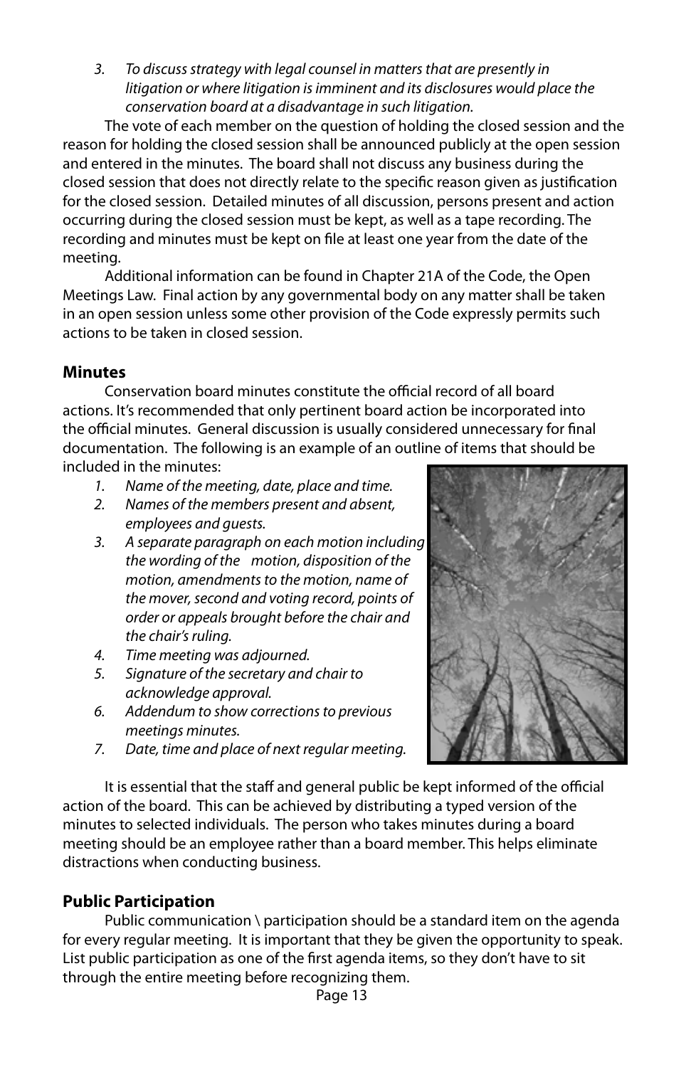3. *To discuss strategy with legal counsel in matters that are presently in litigation or where litigation is imminent and its disclosures would place the conservation board at a disadvantage in such litigation.*

The vote of each member on the question of holding the closed session and the reason for holding the closed session shall be announced publicly at the open session and entered in the minutes. The board shall not discuss any business during the closed session that does not directly relate to the specific reason given as justification for the closed session. Detailed minutes of all discussion, persons present and action occurring during the closed session must be kept, as well as a tape recording. The recording and minutes must be kept on file at least one year from the date of the meeting.

Additional information can be found in Chapter 21A of the Code, the Open Meetings Law. Final action by any governmental body on any matter shall be taken in an open session unless some other provision of the Code expressly permits such actions to be taken in closed session.

## Minutes

Conservation board minutes constitute the official record of all board actions. It's recommended that only pertinent board action be incorporated into the official minutes. General discussion is usually considered unnecessary for final documentation. The following is an example of an outline of items that should be included in the minutes:

1. *Name of the meeting, date, place and time.*
2. *Names of the members present and absent, employees and guests.*
3. *A separate paragraph on each motion including the wording of the motion, disposition of the motion, amendments to the motion, name of the mover, second and voting record, points of order or appeals brought before the chair and the chair's ruling.*
4. *Time meeting was adjourned.*
5. *Signature of the secretary and chair to acknowledge approval.*
6. *Addendum to show corrections to previous meetings minutes.*
7. *Date, time and place of next regular meeting.*

It is essential that the staff and general public be kept informed of the official action of the board. This can be achieved by distributing a typed version of the minutes to selected individuals. The person who takes minutes during a board meeting should be an employee rather than a board member. This helps eliminate distractions when conducting business.

## Public Participation

Public communication \ participation should be a standard item on the agenda for every regular meeting. It is important that they be given the opportunity to speak. List public participation as one of the first agenda items, so they don't have to sit through the entire meeting before recognizing them.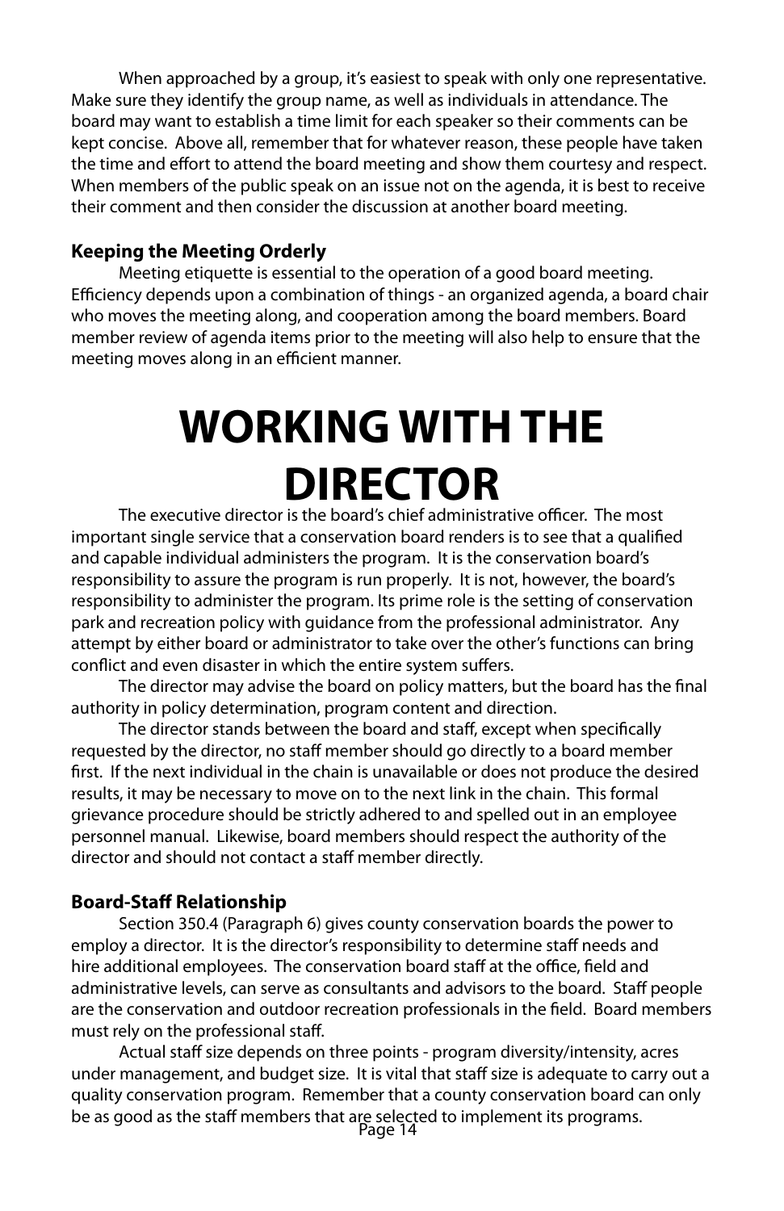When approached by a group, it's easiest to speak with only one representative. Make sure they identify the group name, as well as individuals in attendance. The board may want to establish a time limit for each speaker so their comments can be kept concise. Above all, remember that for whatever reason, these people have taken the time and effort to attend the board meeting and show them courtesy and respect. When members of the public speak on an issue not on the agenda, it is best to receive their comment and then consider the discussion at another board meeting.

### Keeping the Meeting Orderly

Meeting etiquette is essential to the operation of a good board meeting. Efficiency depends upon a combination of things - an organized agenda, a board chair who moves the meeting along, and cooperation among the board members. Board member review of agenda items prior to the meeting will also help to ensure that the meeting moves along in an efficient manner.

# WORKING WITH THE DIRECTOR

The executive director is the board's chief administrative officer. The most important single service that a conservation board renders is to see that a qualified and capable individual administers the program. It is the conservation board's responsibility to assure the program is run properly. It is not, however, the board's responsibility to administer the program. Its prime role is the setting of conservation park and recreation policy with guidance from the professional administrator. Any attempt by either board or administrator to take over the other's functions can bring conflict and even disaster in which the entire system suffers.

The director may advise the board on policy matters, but the board has the final authority in policy determination, program content and direction.

The director stands between the board and staff, except when specifically requested by the director, no staff member should go directly to a board member first. If the next individual in the chain is unavailable or does not produce the desired results, it may be necessary to move on to the next link in the chain. This formal grievance procedure should be strictly adhered to and spelled out in an employee personnel manual. Likewise, board members should respect the authority of the director and should not contact a staff member directly.

### Board-Staff Relationship

Section 350.4 (Paragraph 6) gives county conservation boards the power to employ a director. It is the director's responsibility to determine staff needs and hire additional employees. The conservation board staff at the office, field and administrative levels, can serve as consultants and advisors to the board. Staff people are the conservation and outdoor recreation professionals in the field. Board members must rely on the professional staff.

Actual staff size depends on three points - program diversity/intensity, acres under management, and budget size. It is vital that staff size is adequate to carry out a quality conservation program. Remember that a county conservation board can only be as good as the staff members that are selected to implement its programs.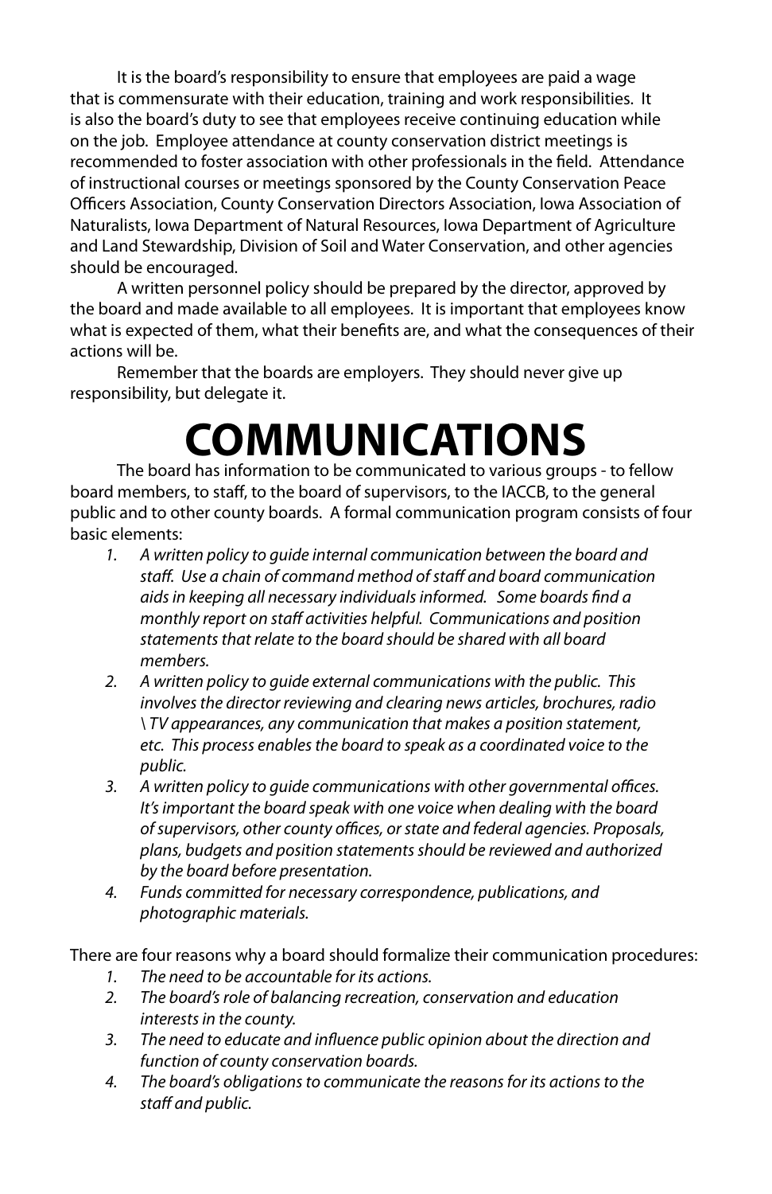It is the board's responsibility to ensure that employees are paid a wage that is commensurate with their education, training and work responsibilities. It is also the board's duty to see that employees receive continuing education while on the job. Employee attendance at county conservation district meetings is recommended to foster association with other professionals in the field. Attendance of instructional courses or meetings sponsored by the County Conservation Peace Officers Association, County Conservation Directors Association, Iowa Association of Naturalists, Iowa Department of Natural Resources, Iowa Department of Agriculture and Land Stewardship, Division of Soil and Water Conservation, and other agencies should be encouraged.

A written personnel policy should be prepared by the director, approved by the board and made available to all employees. It is important that employees know what is expected of them, what their benefits are, and what the consequences of their actions will be.

Remember that the boards are employers. They should never give up responsibility, but delegate it.

# COMMUNICATIONS

The board has information to be communicated to various groups - to fellow board members, to staff, to the board of supervisors, to the IACCB, to the general public and to other county boards. A formal communication program consists of four basic elements:

1. *A written policy to guide internal communication between the board and staff. Use a chain of command method of staff and board communication aids in keeping all necessary individuals informed. Some boards find a monthly report on staff activities helpful. Communications and position statements that relate to the board should be shared with all board members.*
2. *A written policy to guide external communications with the public. This involves the director reviewing and clearing news articles, brochures, radio \ TV appearances, any communication that makes a position statement, etc. This process enables the board to speak as a coordinated voice to the public.*
3. *A written policy to guide communications with other governmental offices. It's important the board speak with one voice when dealing with the board of supervisors, other county offices, or state and federal agencies. Proposals, plans, budgets and position statements should be reviewed and authorized by the board before presentation.*
4. *Funds committed for necessary correspondence, publications, and photographic materials.*

There are four reasons why a board should formalize their communication procedures:

1. *The need to be accountable for its actions.*
2. *The board's role of balancing recreation, conservation and education interests in the county.*
3. *The need to educate and influence public opinion about the direction and function of county conservation boards.*
4. *The board's obligations to communicate the reasons for its actions to the staff and public.*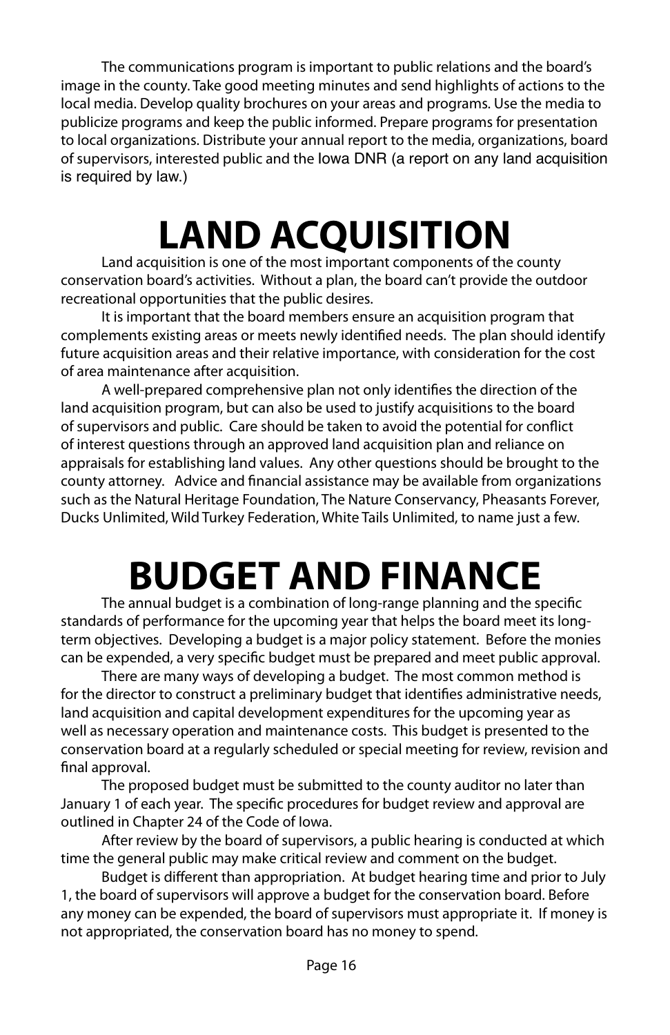The communications program is important to public relations and the board's image in the county. Take good meeting minutes and send highlights of actions to the local media. Develop quality brochures on your areas and programs. Use the media to publicize programs and keep the public informed. Prepare programs for presentation to local organizations. Distribute your annual report to the media, organizations, board of supervisors, interested public and the Iowa DNR (a report on any land acquisition is required by law.)

# LAND ACQUISITION

Land acquisition is one of the most important components of the county conservation board's activities. Without a plan, the board can't provide the outdoor recreational opportunities that the public desires.

It is important that the board members ensure an acquisition program that complements existing areas or meets newly identified needs. The plan should identify future acquisition areas and their relative importance, with consideration for the cost of area maintenance after acquisition.

A well-prepared comprehensive plan not only identifies the direction of the land acquisition program, but can also be used to justify acquisitions to the board of supervisors and public. Care should be taken to avoid the potential for conflict of interest questions through an approved land acquisition plan and reliance on appraisals for establishing land values. Any other questions should be brought to the county attorney. Advice and financial assistance may be available from organizations such as the Natural Heritage Foundation, The Nature Conservancy, Pheasants Forever, Ducks Unlimited, Wild Turkey Federation, White Tails Unlimited, to name just a few.

# BUDGET AND FINANCE

The annual budget is a combination of long-range planning and the specific standards of performance for the upcoming year that helps the board meet its long-term objectives. Developing a budget is a major policy statement. Before the monies can be expended, a very specific budget must be prepared and meet public approval.

There are many ways of developing a budget. The most common method is for the director to construct a preliminary budget that identifies administrative needs, land acquisition and capital development expenditures for the upcoming year as well as necessary operation and maintenance costs. This budget is presented to the conservation board at a regularly scheduled or special meeting for review, revision and final approval.

The proposed budget must be submitted to the county auditor no later than January 1 of each year. The specific procedures for budget review and approval are outlined in Chapter 24 of the Code of Iowa.

After review by the board of supervisors, a public hearing is conducted at which time the general public may make critical review and comment on the budget.

Budget is different than appropriation. At budget hearing time and prior to July 1, the board of supervisors will approve a budget for the conservation board. Before any money can be expended, the board of supervisors must appropriate it. If money is not appropriated, the conservation board has no money to spend.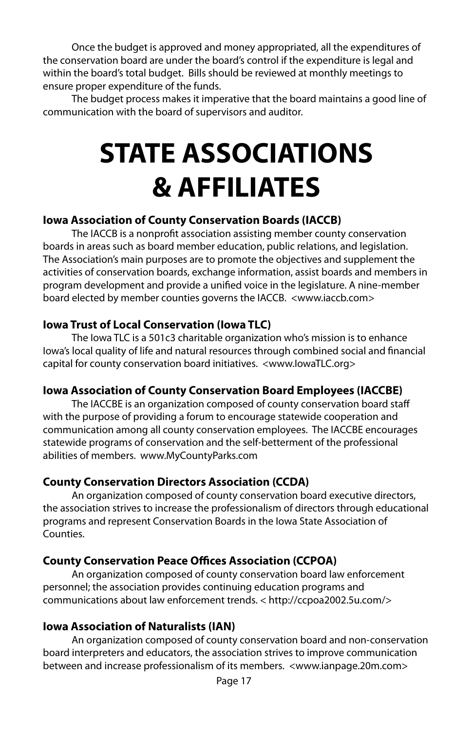Once the budget is approved and money appropriated, all the expenditures of the conservation board are under the board's control if the expenditure is legal and within the board's total budget. Bills should be reviewed at monthly meetings to ensure proper expenditure of the funds.

The budget process makes it imperative that the board maintains a good line of communication with the board of supervisors and auditor.

# STATE ASSOCIATIONS & AFFILIATES

### Iowa Association of County Conservation Boards (IACCB)

The IACCB is a nonprofit association assisting member county conservation boards in areas such as board member education, public relations, and legislation. The Association's main purposes are to promote the objectives and supplement the activities of conservation boards, exchange information, assist boards and members in program development and provide a unified voice in the legislature. A nine-member board elected by member counties governs the IACCB. <www.iaccb.com>

### Iowa Trust of Local Conservation (Iowa TLC)

The Iowa TLC is a 501c3 charitable organization who's mission is to enhance Iowa's local quality of life and natural resources through combined social and financial capital for county conservation board initiatives. <www.IowaTLC.org>

### Iowa Association of County Conservation Board Employees (IACCBE)

The IACCBE is an organization composed of county conservation board staff with the purpose of providing a forum to encourage statewide cooperation and communication among all county conservation employees. The IACCBE encourages statewide programs of conservation and the self-betterment of the professional abilities of members. www.MyCountyParks.com

### County Conservation Directors Association (CCDA)

An organization composed of county conservation board executive directors, the association strives to increase the professionalism of directors through educational programs and represent Conservation Boards in the Iowa State Association of Counties.

### County Conservation Peace Offices Association (CCPOA)

An organization composed of county conservation board law enforcement personnel; the association provides continuing education programs and communications about law enforcement trends. < http://ccpoa2002.5u.com/>

### Iowa Association of Naturalists (IAN)

An organization composed of county conservation board and non-conservation board interpreters and educators, the association strives to improve communication between and increase professionalism of its members. <www.ianpage.20m.com>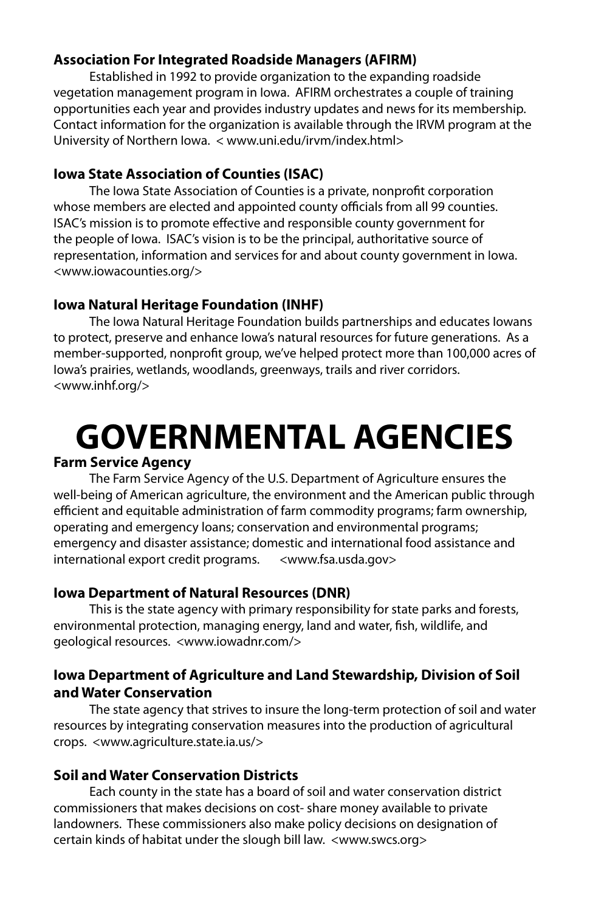### Association For Integrated Roadside Managers (AFIRM)

Established in 1992 to provide organization to the expanding roadside vegetation management program in Iowa. AFIRM orchestrates a couple of training opportunities each year and provides industry updates and news for its membership. Contact information for the organization is available through the IRVM program at the University of Northern Iowa. < www.uni.edu/irvm/index.html>

### Iowa State Association of Counties (ISAC)

The Iowa State Association of Counties is a private, nonprofit corporation whose members are elected and appointed county officials from all 99 counties. ISAC's mission is to promote effective and responsible county government for the people of Iowa. ISAC's vision is to be the principal, authoritative source of representation, information and services for and about county government in Iowa. <www.iowacounties.org/>

### Iowa Natural Heritage Foundation (INHF)

The Iowa Natural Heritage Foundation builds partnerships and educates Iowans to protect, preserve and enhance Iowa's natural resources for future generations. As a member-supported, nonprofit group, we've helped protect more than 100,000 acres of Iowa's prairies, wetlands, woodlands, greenways, trails and river corridors. <www.inhf.org/>

# GOVERNMENTAL AGENCIES

### Farm Service Agency

The Farm Service Agency of the U.S. Department of Agriculture ensures the well-being of American agriculture, the environment and the American public through efficient and equitable administration of farm commodity programs; farm ownership, operating and emergency loans; conservation and environmental programs; emergency and disaster assistance; domestic and international food assistance and international export credit programs. <www.fsa.usda.gov>

### Iowa Department of Natural Resources (DNR)

This is the state agency with primary responsibility for state parks and forests, environmental protection, managing energy, land and water, fish, wildlife, and geological resources. <www.iowadnr.com/>

### Iowa Department of Agriculture and Land Stewardship, Division of Soil and Water Conservation

The state agency that strives to insure the long-term protection of soil and water resources by integrating conservation measures into the production of agricultural crops. <www.agriculture.state.ia.us/>

### Soil and Water Conservation Districts

Each county in the state has a board of soil and water conservation district commissioners that makes decisions on cost- share money available to private landowners. These commissioners also make policy decisions on designation of certain kinds of habitat under the slough bill law. <www.swcs.org>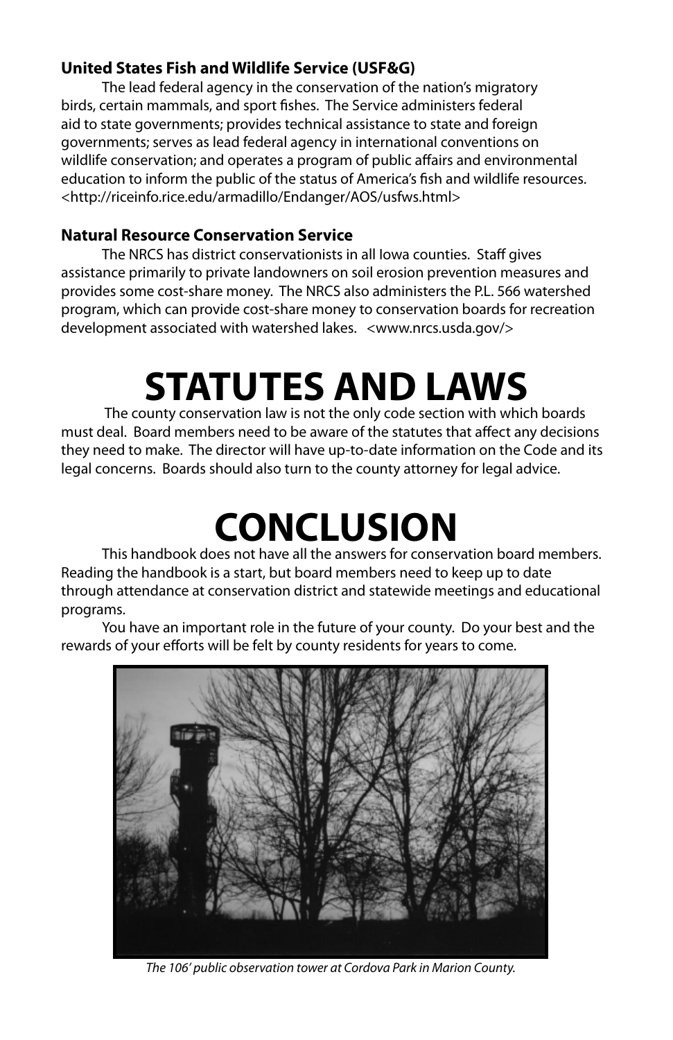**United States Fish and Wildlife Service (USF&G)**

The lead federal agency in the conservation of the nation's migratory birds, certain mammals, and sport fishes. The Service administers federal aid to state governments; provides technical assistance to state and foreign governments; serves as lead federal agency in international conventions on wildlife conservation; and operates a program of public affairs and environmental education to inform the public of the status of America's fish and wildlife resources. <http://riceinfo.rice.edu/armadillo/Endanger/AOS/usfws.html>

**Natural Resource Conservation Service**

The NRCS has district conservationists in all Iowa counties. Staff gives assistance primarily to private landowners on soil erosion prevention measures and provides some cost-share money. The NRCS also administers the P.L. 566 watershed program, which can provide cost-share money to conservation boards for recreation development associated with watershed lakes. <www.nrcs.usda.gov/>

# STATUTES AND LAWS

The county conservation law is not the only code section with which boards must deal. Board members need to be aware of the statutes that affect any decisions they need to make. The director will have up-to-date information on the Code and its legal concerns. Boards should also turn to the county attorney for legal advice.

# CONCLUSION

This handbook does not have all the answers for conservation board members. Reading the handbook is a start, but board members need to keep up to date through attendance at conservation district and statewide meetings and educational programs.

You have an important role in the future of your county. Do your best and the rewards of your efforts will be felt by county residents for years to come.

*The 106' public observation tower at Cordova Park in Marion County.*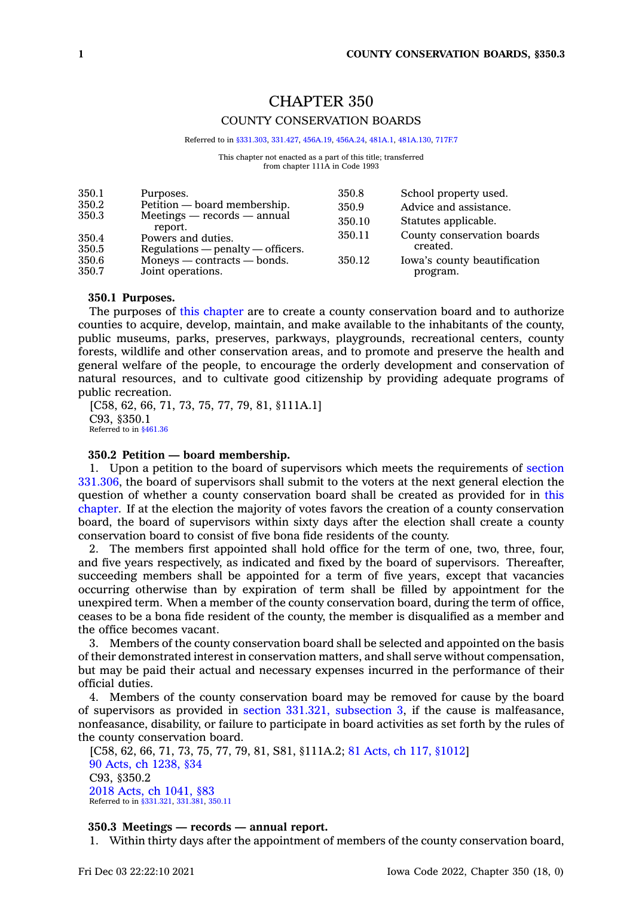# CHAPTER 350

## COUNTY CONSERVATION BOARDS

Referred to in §331.303, 331.427, 456A.19, 456A.24, 481A.1, 481A.130, 717F.7

This chapter not enacted as a part of this title; transferred from chapter 111A in Code 1993

| | | | |
|---|---|---|---|
| 350.1 | Purposes. | 350.8 | School property used. |
| 350.2 | Petition — board membership. | 350.9 | Advice and assistance. |
| 350.3 | Meetings — records — annual report. | 350.10 | Statutes applicable. |
| 350.4 | Powers and duties. | 350.11 | County conservation boards created. |
| 350.5 | Regulations — penalty — officers. | 350.12 | Iowa's county beautification program. |
| 350.6 | Moneys — contracts — bonds. | | |
| 350.7 | Joint operations. | | |

**350.1 Purposes.**

The purposes of this chapter are to create a county conservation board and to authorize counties to acquire, develop, maintain, and make available to the inhabitants of the county, public museums, parks, preserves, parkways, playgrounds, recreational centers, county forests, wildlife and other conservation areas, and to promote and preserve the health and general welfare of the people, to encourage the orderly development and conservation of natural resources, and to cultivate good citizenship by providing adequate programs of public recreation.

[C58, 62, 66, 71, 73, 75, 77, 79, 81, §111A.1]

C93, §350.1

Referred to in §461.36

**350.2 Petition — board membership.**

1. Upon a petition to the board of supervisors which meets the requirements of section 331.306, the board of supervisors shall submit to the voters at the next general election the question of whether a county conservation board shall be created as provided for in this chapter. If at the election the majority of votes favors the creation of a county conservation board, the board of supervisors within sixty days after the election shall create a county conservation board to consist of five bona fide residents of the county.

2. The members first appointed shall hold office for the term of one, two, three, four, and five years respectively, as indicated and fixed by the board of supervisors. Thereafter, succeeding members shall be appointed for a term of five years, except that vacancies occurring otherwise than by expiration of term shall be filled by appointment for the unexpired term. When a member of the county conservation board, during the term of office, ceases to be a bona fide resident of the county, the member is disqualified as a member and the office becomes vacant.

3. Members of the county conservation board shall be selected and appointed on the basis of their demonstrated interest in conservation matters, and shall serve without compensation, but may be paid their actual and necessary expenses incurred in the performance of their official duties.

4. Members of the county conservation board may be removed for cause by the board of supervisors as provided in section 331.321, subsection 3, if the cause is malfeasance, nonfeasance, disability, or failure to participate in board activities as set forth by the rules of the county conservation board.

[C58, 62, 66, 71, 73, 75, 77, 79, 81, S81, §111A.2; 81 Acts, ch 117, §1012]

90 Acts, ch 1238, §34

C93, §350.2

2018 Acts, ch 1041, §83

Referred to in §331.321, 331.381, 350.11

**350.3 Meetings — records — annual report.**

1. Within thirty days after the appointment of members of the county conservation board,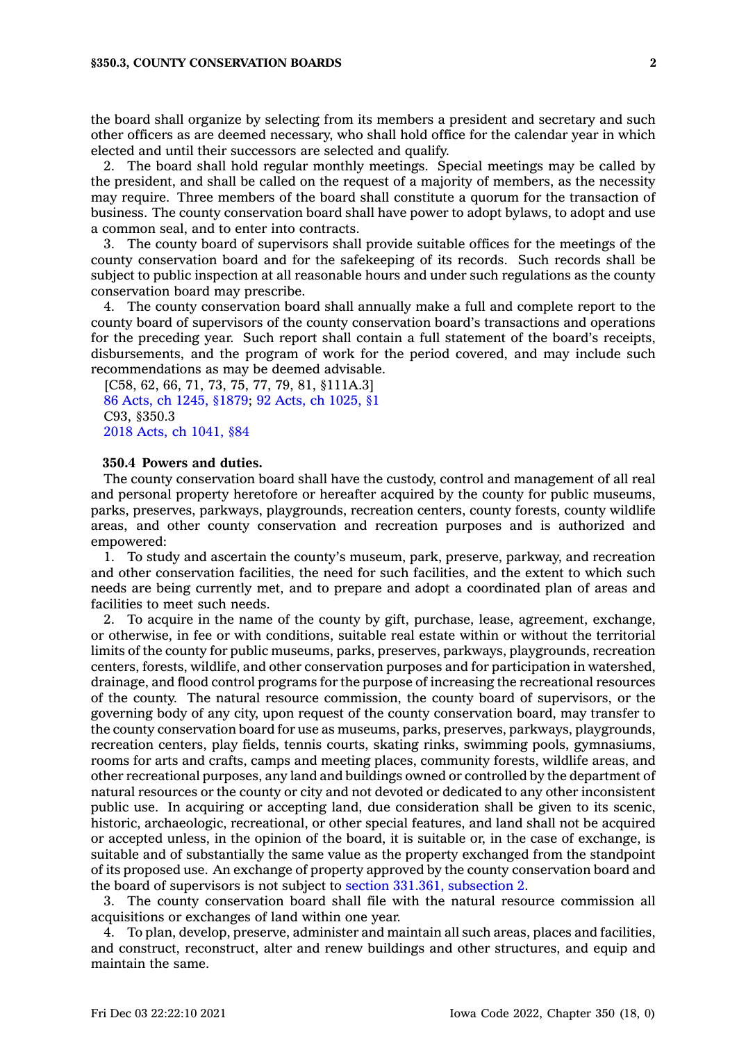the board shall organize by selecting from its members a president and secretary and such other officers as are deemed necessary, who shall hold office for the calendar year in which elected and until their successors are selected and qualify.

2. The board shall hold regular monthly meetings. Special meetings may be called by the president, and shall be called on the request of a majority of members, as the necessity may require. Three members of the board shall constitute a quorum for the transaction of business. The county conservation board shall have power to adopt bylaws, to adopt and use a common seal, and to enter into contracts.

3. The county board of supervisors shall provide suitable offices for the meetings of the county conservation board and for the safekeeping of its records. Such records shall be subject to public inspection at all reasonable hours and under such regulations as the county conservation board may prescribe.

4. The county conservation board shall annually make a full and complete report to the county board of supervisors of the county conservation board's transactions and operations for the preceding year. Such report shall contain a full statement of the board's receipts, disbursements, and the program of work for the period covered, and may include such recommendations as may be deemed advisable.

[C58, 62, 66, 71, 73, 75, 77, 79, 81, §111A.3]
86 Acts, ch 1245, §1879; 92 Acts, ch 1025, §1
C93, §350.3
2018 Acts, ch 1041, §84

**350.4 Powers and duties.**

The county conservation board shall have the custody, control and management of all real and personal property heretofore or hereafter acquired by the county for public museums, parks, preserves, parkways, playgrounds, recreation centers, county forests, county wildlife areas, and other county conservation and recreation purposes and is authorized and empowered:

1. To study and ascertain the county's museum, park, preserve, parkway, and recreation and other conservation facilities, the need for such facilities, and the extent to which such needs are being currently met, and to prepare and adopt a coordinated plan of areas and facilities to meet such needs.

2. To acquire in the name of the county by gift, purchase, lease, agreement, exchange, or otherwise, in fee or with conditions, suitable real estate within or without the territorial limits of the county for public museums, parks, preserves, parkways, playgrounds, recreation centers, forests, wildlife, and other conservation purposes and for participation in watershed, drainage, and flood control programs for the purpose of increasing the recreational resources of the county. The natural resource commission, the county board of supervisors, or the governing body of any city, upon request of the county conservation board, may transfer to the county conservation board for use as museums, parks, preserves, parkways, playgrounds, recreation centers, play fields, tennis courts, skating rinks, swimming pools, gymnasiums, rooms for arts and crafts, camps and meeting places, community forests, wildlife areas, and other recreational purposes, any land and buildings owned or controlled by the department of natural resources or the county or city and not devoted or dedicated to any other inconsistent public use. In acquiring or accepting land, due consideration shall be given to its scenic, historic, archaeologic, recreational, or other special features, and land shall not be acquired or accepted unless, in the opinion of the board, it is suitable or, in the case of exchange, is suitable and of substantially the same value as the property exchanged from the standpoint of its proposed use. An exchange of property approved by the county conservation board and the board of supervisors is not subject to section 331.361, subsection 2.

3. The county conservation board shall file with the natural resource commission all acquisitions or exchanges of land within one year.

4. To plan, develop, preserve, administer and maintain all such areas, places and facilities, and construct, reconstruct, alter and renew buildings and other structures, and equip and maintain the same.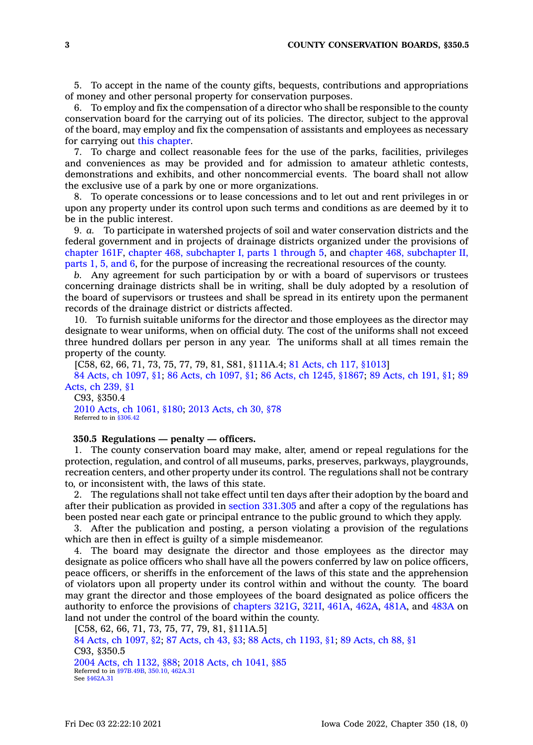5. To accept in the name of the county gifts, bequests, contributions and appropriations of money and other personal property for conservation purposes.

6. To employ and fix the compensation of a director who shall be responsible to the county conservation board for the carrying out of its policies. The director, subject to the approval of the board, may employ and fix the compensation of assistants and employees as necessary for carrying out this chapter.

7. To charge and collect reasonable fees for the use of the parks, facilities, privileges and conveniences as may be provided and for admission to amateur athletic contests, demonstrations and exhibits, and other noncommercial events. The board shall not allow the exclusive use of a park by one or more organizations.

8. To operate concessions or to lease concessions and to let out and rent privileges in or upon any property under its control upon such terms and conditions as are deemed by it to be in the public interest.

9. *a.* To participate in watershed projects of soil and water conservation districts and the federal government and in projects of drainage districts organized under the provisions of chapter 161F, chapter 468, subchapter I, parts 1 through 5, and chapter 468, subchapter II, parts 1, 5, and 6, for the purpose of increasing the recreational resources of the county.

*b.* Any agreement for such participation by or with a board of supervisors or trustees concerning drainage districts shall be in writing, shall be duly adopted by a resolution of the board of supervisors or trustees and shall be spread in its entirety upon the permanent records of the drainage district or districts affected.

10. To furnish suitable uniforms for the director and those employees as the director may designate to wear uniforms, when on official duty. The cost of the uniforms shall not exceed three hundred dollars per person in any year. The uniforms shall at all times remain the property of the county.

[C58, 62, 66, 71, 73, 75, 77, 79, 81, S81, §111A.4; 81 Acts, ch 117, §1013]

84 Acts, ch 1097, §1; 86 Acts, ch 1097, §1; 86 Acts, ch 1245, §1867; 89 Acts, ch 191, §1; 89 Acts, ch 239, §1

C93, §350.4

2010 Acts, ch 1061, §180; 2013 Acts, ch 30, §78

Referred to in §306.42

**350.5 Regulations — penalty — officers.**

1. The county conservation board may make, alter, amend or repeal regulations for the protection, regulation, and control of all museums, parks, preserves, parkways, playgrounds, recreation centers, and other property under its control. The regulations shall not be contrary to, or inconsistent with, the laws of this state.

2. The regulations shall not take effect until ten days after their adoption by the board and after their publication as provided in section 331.305 and after a copy of the regulations has been posted near each gate or principal entrance to the public ground to which they apply.

3. After the publication and posting, a person violating a provision of the regulations which are then in effect is guilty of a simple misdemeanor.

4. The board may designate the director and those employees as the director may designate as police officers who shall have all the powers conferred by law on police officers, peace officers, or sheriffs in the enforcement of the laws of this state and the apprehension of violators upon all property under its control within and without the county. The board may grant the director and those employees of the board designated as police officers the authority to enforce the provisions of chapters 321G, 321I, 461A, 462A, 481A, and 483A on land not under the control of the board within the county.

[C58, 62, 66, 71, 73, 75, 77, 79, 81, §111A.5]

84 Acts, ch 1097, §2; 87 Acts, ch 43, §3; 88 Acts, ch 1193, §1; 89 Acts, ch 88, §1

C93, §350.5

2004 Acts, ch 1132, §88; 2018 Acts, ch 1041, §85

Referred to in §97B.49B, 350.10, 462A.31

See §462A.31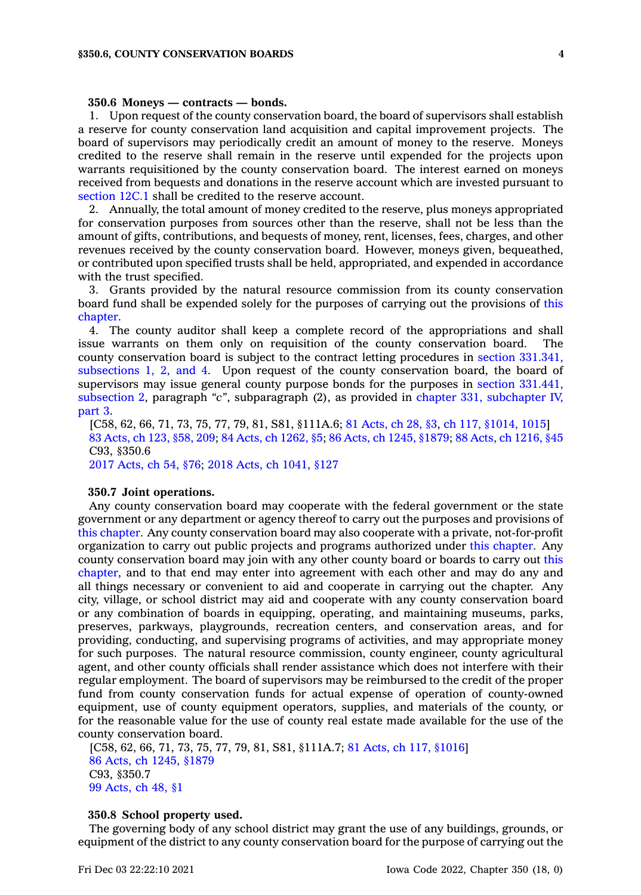**350.6 Moneys — contracts — bonds.**

1. Upon request of the county conservation board, the board of supervisors shall establish a reserve for county conservation land acquisition and capital improvement projects. The board of supervisors may periodically credit an amount of money to the reserve. Moneys credited to the reserve shall remain in the reserve until expended for the projects upon warrants requisitioned by the county conservation board. The interest earned on moneys received from bequests and donations in the reserve account which are invested pursuant to section 12C.1 shall be credited to the reserve account.

2. Annually, the total amount of money credited to the reserve, plus moneys appropriated for conservation purposes from sources other than the reserve, shall not be less than the amount of gifts, contributions, and bequests of money, rent, licenses, fees, charges, and other revenues received by the county conservation board. However, moneys given, bequeathed, or contributed upon specified trusts shall be held, appropriated, and expended in accordance with the trust specified.

3. Grants provided by the natural resource commission from its county conservation board fund shall be expended solely for the purposes of carrying out the provisions of this chapter.

4. The county auditor shall keep a complete record of the appropriations and shall issue warrants on them only on requisition of the county conservation board. The county conservation board is subject to the contract letting procedures in section 331.341, subsections 1, 2, and 4. Upon request of the county conservation board, the board of supervisors may issue general county purpose bonds for the purposes in section 331.441, subsection 2, paragraph "*c*", subparagraph (2), as provided in chapter 331, subchapter IV, part 3.

[C58, 62, 66, 71, 73, 75, 77, 79, 81, S81, §111A.6; 81 Acts, ch 28, §3, ch 117, §1014, 1015]
83 Acts, ch 123, §58, 209; 84 Acts, ch 1262, §5; 86 Acts, ch 1245, §1879; 88 Acts, ch 1216, §45
C93, §350.6
2017 Acts, ch 54, §76; 2018 Acts, ch 1041, §127

**350.7 Joint operations.**

Any county conservation board may cooperate with the federal government or the state government or any department or agency thereof to carry out the purposes and provisions of this chapter. Any county conservation board may also cooperate with a private, not-for-profit organization to carry out public projects and programs authorized under this chapter. Any county conservation board may join with any other county board or boards to carry out this chapter, and to that end may enter into agreement with each other and may do any and all things necessary or convenient to aid and cooperate in carrying out the chapter. Any city, village, or school district may aid and cooperate with any county conservation board or any combination of boards in equipping, operating, and maintaining museums, parks, preserves, parkways, playgrounds, recreation centers, and conservation areas, and for providing, conducting, and supervising programs of activities, and may appropriate money for such purposes. The natural resource commission, county engineer, county agricultural agent, and other county officials shall render assistance which does not interfere with their regular employment. The board of supervisors may be reimbursed to the credit of the proper fund from county conservation funds for actual expense of operation of county-owned equipment, use of county equipment operators, supplies, and materials of the county, or for the reasonable value for the use of county real estate made available for the use of the county conservation board.

[C58, 62, 66, 71, 73, 75, 77, 79, 81, S81, §111A.7; 81 Acts, ch 117, §1016]
86 Acts, ch 1245, §1879
C93, §350.7
99 Acts, ch 48, §1

**350.8 School property used.**

The governing body of any school district may grant the use of any buildings, grounds, or equipment of the district to any county conservation board for the purpose of carrying out the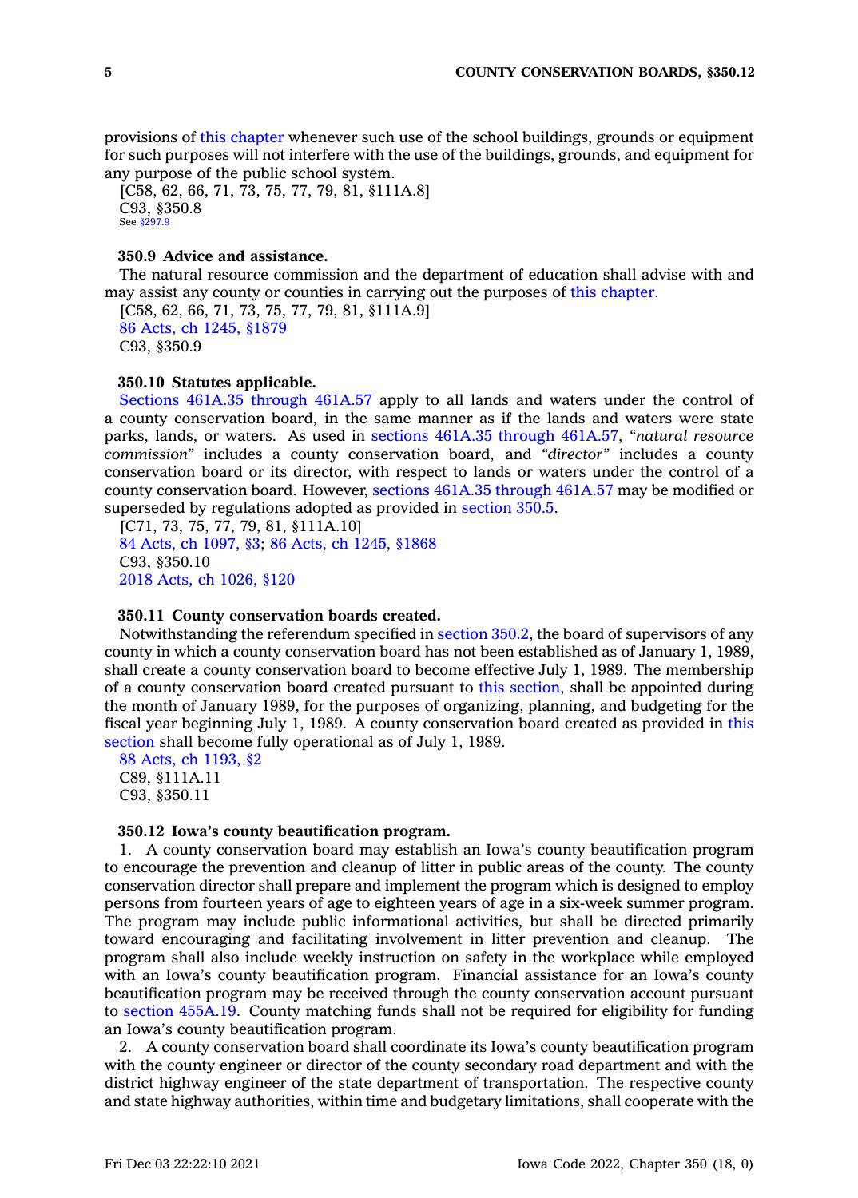provisions of this chapter whenever such use of the school buildings, grounds or equipment for such purposes will not interfere with the use of the buildings, grounds, and equipment for any purpose of the public school system.

[C58, 62, 66, 71, 73, 75, 77, 79, 81, §111A.8]
C93, §350.8
See §297.9

**350.9 Advice and assistance.**

The natural resource commission and the department of education shall advise with and may assist any county or counties in carrying out the purposes of this chapter.

[C58, 62, 66, 71, 73, 75, 77, 79, 81, §111A.9]
86 Acts, ch 1245, §1879
C93, §350.9

**350.10 Statutes applicable.**

Sections 461A.35 through 461A.57 apply to all lands and waters under the control of a county conservation board, in the same manner as if the lands and waters were state parks, lands, or waters. As used in sections 461A.35 through 461A.57, *"natural resource commission"* includes a county conservation board, and *"director"* includes a county conservation board or its director, with respect to lands or waters under the control of a county conservation board. However, sections 461A.35 through 461A.57 may be modified or superseded by regulations adopted as provided in section 350.5.

[C71, 73, 75, 77, 79, 81, §111A.10]
84 Acts, ch 1097, §3; 86 Acts, ch 1245, §1868
C93, §350.10
2018 Acts, ch 1026, §120

**350.11 County conservation boards created.**

Notwithstanding the referendum specified in section 350.2, the board of supervisors of any county in which a county conservation board has not been established as of January 1, 1989, shall create a county conservation board to become effective July 1, 1989. The membership of a county conservation board created pursuant to this section, shall be appointed during the month of January 1989, for the purposes of organizing, planning, and budgeting for the fiscal year beginning July 1, 1989. A county conservation board created as provided in this section shall become fully operational as of July 1, 1989.

88 Acts, ch 1193, §2
C89, §111A.11
C93, §350.11

**350.12 Iowa's county beautification program.**

1. A county conservation board may establish an Iowa's county beautification program to encourage the prevention and cleanup of litter in public areas of the county. The county conservation director shall prepare and implement the program which is designed to employ persons from fourteen years of age to eighteen years of age in a six-week summer program. The program may include public informational activities, but shall be directed primarily toward encouraging and facilitating involvement in litter prevention and cleanup. The program shall also include weekly instruction on safety in the workplace while employed with an Iowa's county beautification program. Financial assistance for an Iowa's county beautification program may be received through the county conservation account pursuant to section 455A.19. County matching funds shall not be required for eligibility for funding an Iowa's county beautification program.

2. A county conservation board shall coordinate its Iowa's county beautification program with the county engineer or director of the county secondary road department and with the district highway engineer of the state department of transportation. The respective county and state highway authorities, within time and budgetary limitations, shall cooperate with the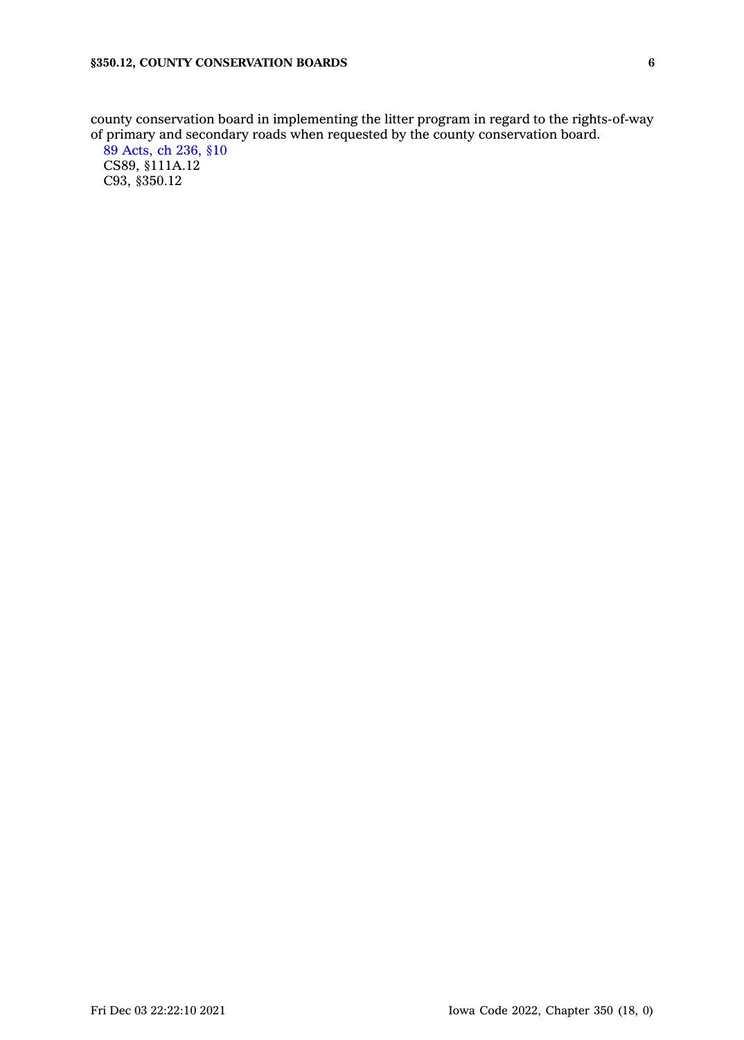county conservation board in implementing the litter program in regard to the rights-of-way of primary and secondary roads when requested by the county conservation board.

89 Acts, ch 236, §10
CS89, §111A.12
C93, §350.12